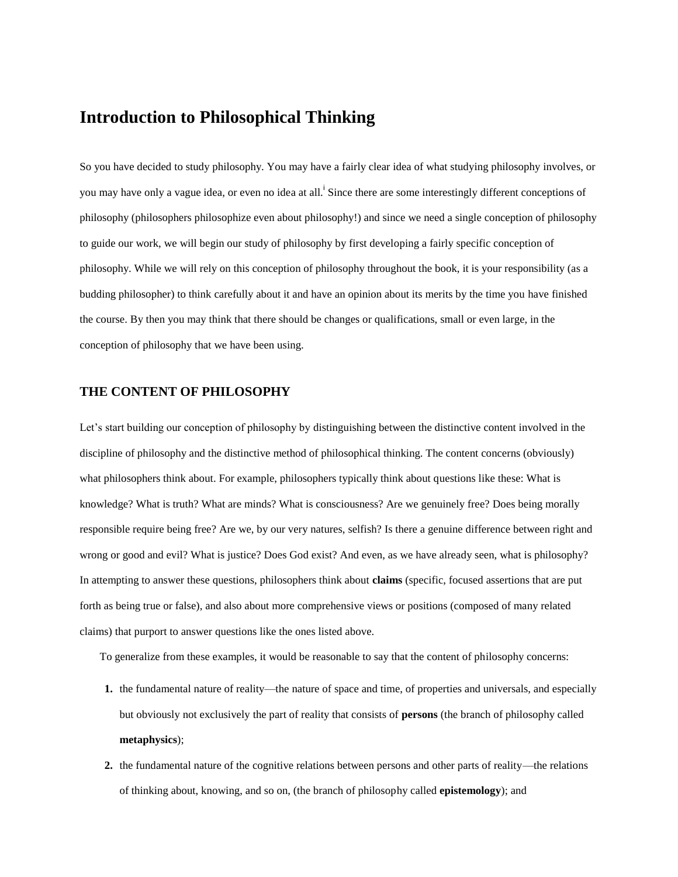# Introduction to Philosophical Thinking

So you have decided to study philosophy. You may have a fairly clear idea of what studying philosophy involves, or you may have only a vague idea, or even no idea at all.[i] Since there are some interestingly different conceptions of philosophy (philosophers philosophize even about philosophy!) and since we need a single conception of philosophy to guide our work, we will begin our study of philosophy by first developing a fairly specific conception of philosophy. While we will rely on this conception of philosophy throughout the book, it is your responsibility (as a budding philosopher) to think carefully about it and have an opinion about its merits by the time you have finished the course. By then you may think that there should be changes or qualifications, small or even large, in the conception of philosophy that we have been using.

## THE CONTENT OF PHILOSOPHY

Let's start building our conception of philosophy by distinguishing between the distinctive content involved in the discipline of philosophy and the distinctive method of philosophical thinking. The content concerns (obviously) what philosophers think about. For example, philosophers typically think about questions like these: What is knowledge? What is truth? What are minds? What is consciousness? Are we genuinely free? Does being morally responsible require being free? Are we, by our very natures, selfish? Is there a genuine difference between right and wrong or good and evil? What is justice? Does God exist? And even, as we have already seen, what is philosophy? In attempting to answer these questions, philosophers think about **claims** (specific, focused assertions that are put forth as being true or false), and also about more comprehensive views or positions (composed of many related claims) that purport to answer questions like the ones listed above.

To generalize from these examples, it would be reasonable to say that the content of philosophy concerns:

1. the fundamental nature of reality—the nature of space and time, of properties and universals, and especially but obviously not exclusively the part of reality that consists of **persons** (the branch of philosophy called **metaphysics**);
2. the fundamental nature of the cognitive relations between persons and other parts of reality—the relations of thinking about, knowing, and so on, (the branch of philosophy called **epistemology**); and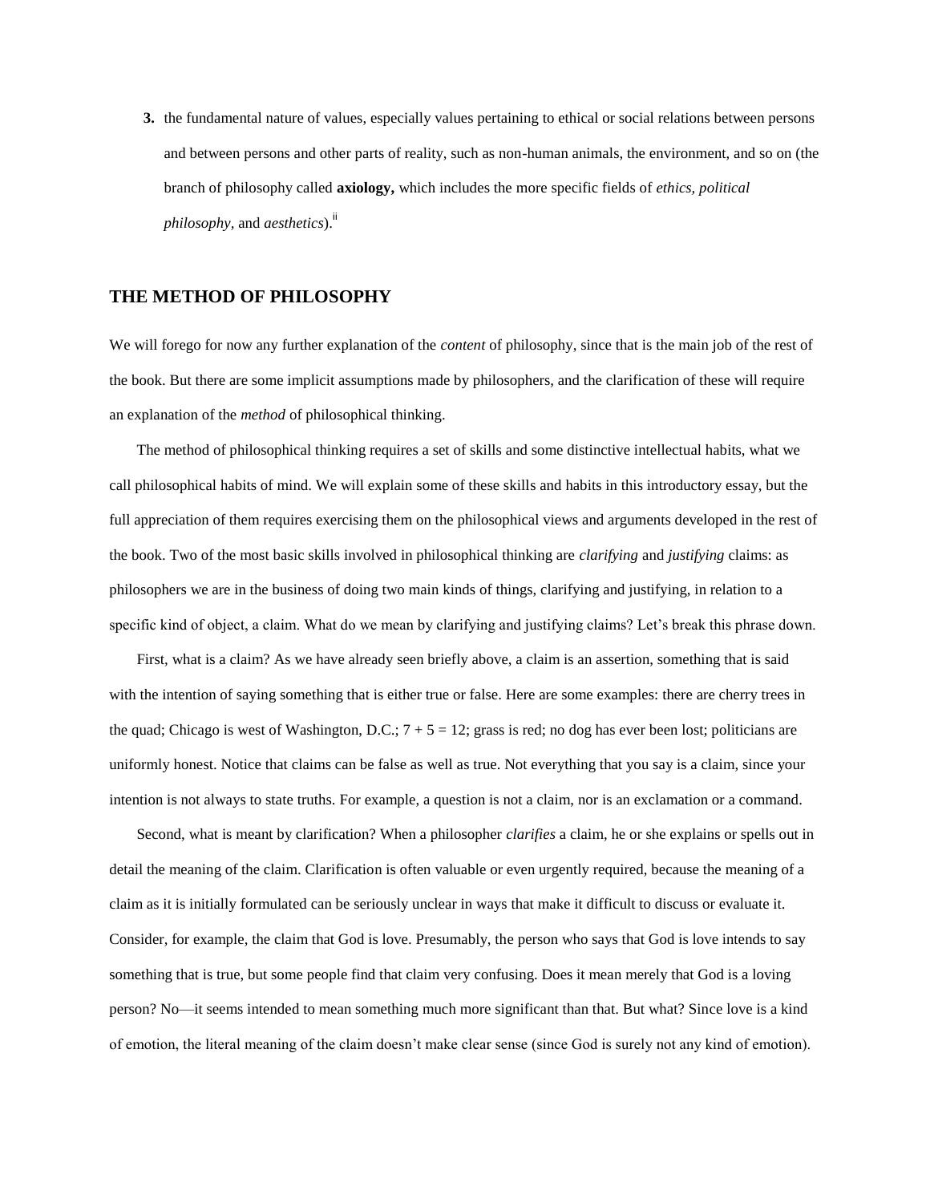3. the fundamental nature of values, especially values pertaining to ethical or social relations between persons and between persons and other parts of reality, such as non-human animals, the environment, and so on (the branch of philosophy called **axiology,** which includes the more specific fields of *ethics, political philosophy,* and *aesthetics*).[ii]

## THE METHOD OF PHILOSOPHY

We will forego for now any further explanation of the *content* of philosophy, since that is the main job of the rest of the book. But there are some implicit assumptions made by philosophers, and the clarification of these will require an explanation of the *method* of philosophical thinking.

The method of philosophical thinking requires a set of skills and some distinctive intellectual habits, what we call philosophical habits of mind. We will explain some of these skills and habits in this introductory essay, but the full appreciation of them requires exercising them on the philosophical views and arguments developed in the rest of the book. Two of the most basic skills involved in philosophical thinking are *clarifying* and *justifying* claims: as philosophers we are in the business of doing two main kinds of things, clarifying and justifying, in relation to a specific kind of object, a claim. What do we mean by clarifying and justifying claims? Let's break this phrase down.

First, what is a claim? As we have already seen briefly above, a claim is an assertion, something that is said with the intention of saying something that is either true or false. Here are some examples: there are cherry trees in the quad; Chicago is west of Washington, D.C.; 7 + 5 = 12; grass is red; no dog has ever been lost; politicians are uniformly honest. Notice that claims can be false as well as true. Not everything that you say is a claim, since your intention is not always to state truths. For example, a question is not a claim, nor is an exclamation or a command.

Second, what is meant by clarification? When a philosopher *clarifies* a claim, he or she explains or spells out in detail the meaning of the claim. Clarification is often valuable or even urgently required, because the meaning of a claim as it is initially formulated can be seriously unclear in ways that make it difficult to discuss or evaluate it. Consider, for example, the claim that God is love. Presumably, the person who says that God is love intends to say something that is true, but some people find that claim very confusing. Does it mean merely that God is a loving person? No—it seems intended to mean something much more significant than that. But what? Since love is a kind of emotion, the literal meaning of the claim doesn't make clear sense (since God is surely not any kind of emotion).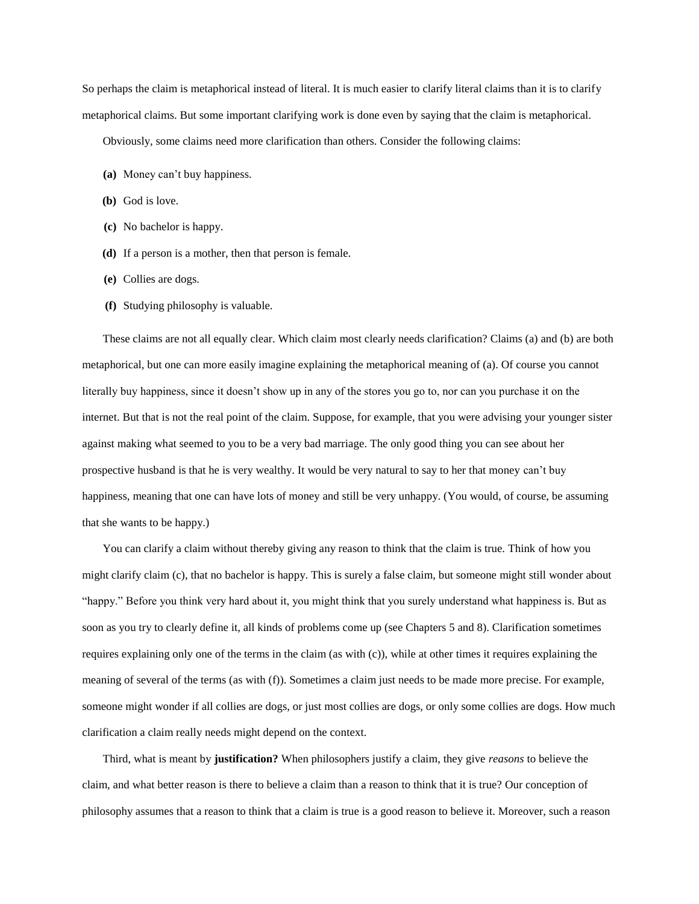So perhaps the claim is metaphorical instead of literal. It is much easier to clarify literal claims than it is to clarify metaphorical claims. But some important clarifying work is done even by saying that the claim is metaphorical.

Obviously, some claims need more clarification than others. Consider the following claims:

**(a)** Money can't buy happiness.

**(b)** God is love.

**(c)** No bachelor is happy.

**(d)** If a person is a mother, then that person is female.

**(e)** Collies are dogs.

**(f)** Studying philosophy is valuable.

These claims are not all equally clear. Which claim most clearly needs clarification? Claims (a) and (b) are both metaphorical, but one can more easily imagine explaining the metaphorical meaning of (a). Of course you cannot literally buy happiness, since it doesn't show up in any of the stores you go to, nor can you purchase it on the internet. But that is not the real point of the claim. Suppose, for example, that you were advising your younger sister against making what seemed to you to be a very bad marriage. The only good thing you can see about her prospective husband is that he is very wealthy. It would be very natural to say to her that money can't buy happiness, meaning that one can have lots of money and still be very unhappy. (You would, of course, be assuming that she wants to be happy.)

You can clarify a claim without thereby giving any reason to think that the claim is true. Think of how you might clarify claim (c), that no bachelor is happy. This is surely a false claim, but someone might still wonder about "happy." Before you think very hard about it, you might think that you surely understand what happiness is. But as soon as you try to clearly define it, all kinds of problems come up (see Chapters 5 and 8). Clarification sometimes requires explaining only one of the terms in the claim (as with (c)), while at other times it requires explaining the meaning of several of the terms (as with (f)). Sometimes a claim just needs to be made more precise. For example, someone might wonder if all collies are dogs, or just most collies are dogs, or only some collies are dogs. How much clarification a claim really needs might depend on the context.

Third, what is meant by **justification?** When philosophers justify a claim, they give *reasons* to believe the claim, and what better reason is there to believe a claim than a reason to think that it is true? Our conception of philosophy assumes that a reason to think that a claim is true is a good reason to believe it. Moreover, such a reason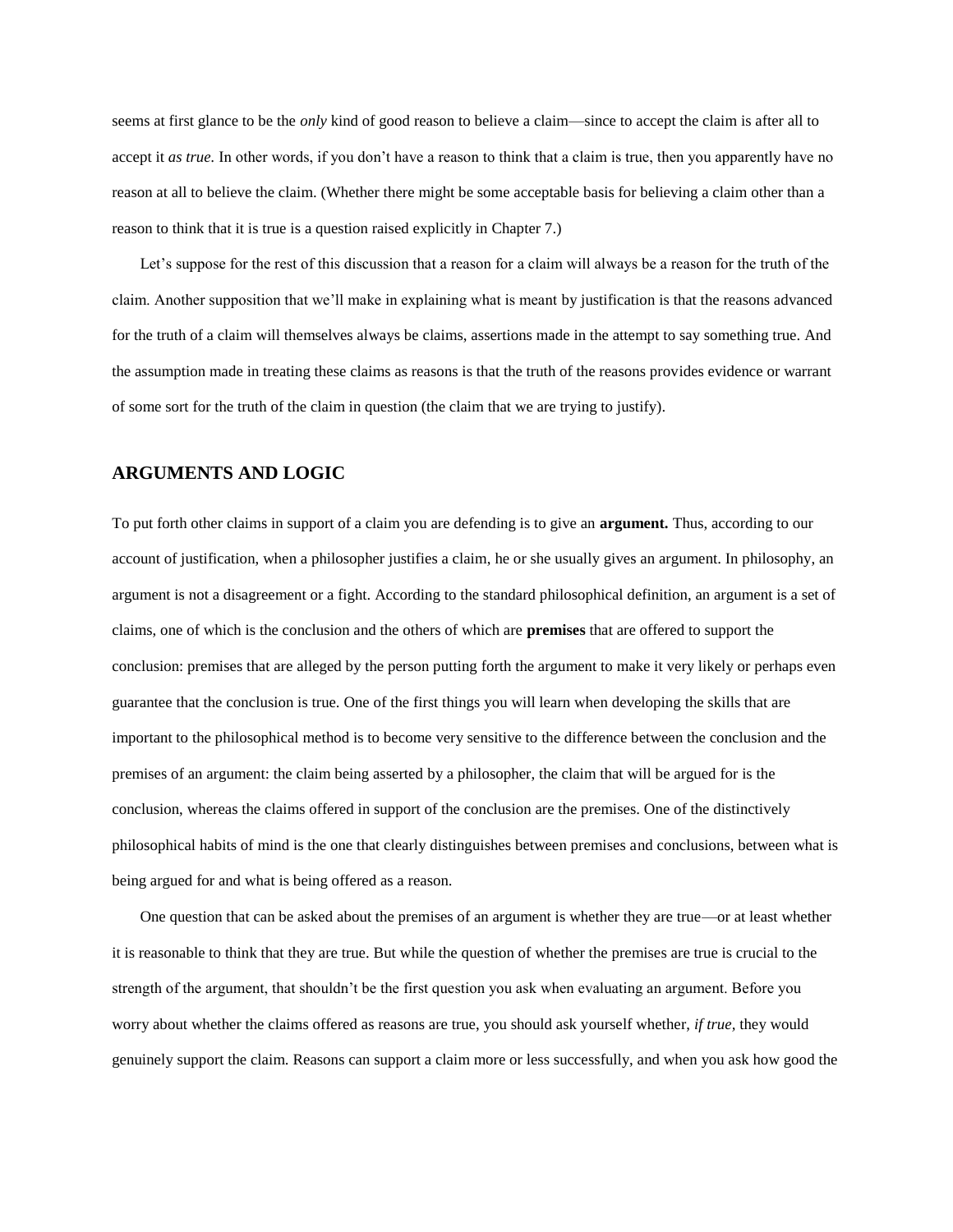seems at first glance to be the *only* kind of good reason to believe a claim—since to accept the claim is after all to accept it *as true.* In other words, if you don't have a reason to think that a claim is true, then you apparently have no reason at all to believe the claim. (Whether there might be some acceptable basis for believing a claim other than a reason to think that it is true is a question raised explicitly in Chapter 7.)

Let's suppose for the rest of this discussion that a reason for a claim will always be a reason for the truth of the claim. Another supposition that we'll make in explaining what is meant by justification is that the reasons advanced for the truth of a claim will themselves always be claims, assertions made in the attempt to say something true. And the assumption made in treating these claims as reasons is that the truth of the reasons provides evidence or warrant of some sort for the truth of the claim in question (the claim that we are trying to justify).

## ARGUMENTS AND LOGIC

To put forth other claims in support of a claim you are defending is to give an **argument.** Thus, according to our account of justification, when a philosopher justifies a claim, he or she usually gives an argument. In philosophy, an argument is not a disagreement or a fight. According to the standard philosophical definition, an argument is a set of claims, one of which is the conclusion and the others of which are **premises** that are offered to support the conclusion: premises that are alleged by the person putting forth the argument to make it very likely or perhaps even guarantee that the conclusion is true. One of the first things you will learn when developing the skills that are important to the philosophical method is to become very sensitive to the difference between the conclusion and the premises of an argument: the claim being asserted by a philosopher, the claim that will be argued for is the conclusion, whereas the claims offered in support of the conclusion are the premises. One of the distinctively philosophical habits of mind is the one that clearly distinguishes between premises and conclusions, between what is being argued for and what is being offered as a reason.

One question that can be asked about the premises of an argument is whether they are true—or at least whether it is reasonable to think that they are true. But while the question of whether the premises are true is crucial to the strength of the argument, that shouldn't be the first question you ask when evaluating an argument. Before you worry about whether the claims offered as reasons are true, you should ask yourself whether, *if true,* they would genuinely support the claim. Reasons can support a claim more or less successfully, and when you ask how good the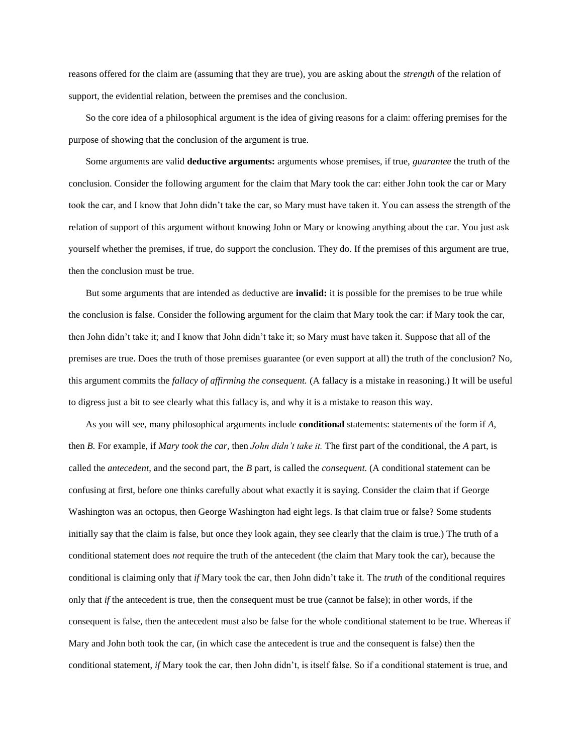reasons offered for the claim are (assuming that they are true), you are asking about the *strength* of the relation of support, the evidential relation, between the premises and the conclusion.

So the core idea of a philosophical argument is the idea of giving reasons for a claim: offering premises for the purpose of showing that the conclusion of the argument is true.

Some arguments are valid **deductive arguments:** arguments whose premises, if true, *guarantee* the truth of the conclusion. Consider the following argument for the claim that Mary took the car: either John took the car or Mary took the car, and I know that John didn't take the car, so Mary must have taken it. You can assess the strength of the relation of support of this argument without knowing John or Mary or knowing anything about the car. You just ask yourself whether the premises, if true, do support the conclusion. They do. If the premises of this argument are true, then the conclusion must be true.

But some arguments that are intended as deductive are **invalid:** it is possible for the premises to be true while the conclusion is false. Consider the following argument for the claim that Mary took the car: if Mary took the car, then John didn't take it; and I know that John didn't take it; so Mary must have taken it. Suppose that all of the premises are true. Does the truth of those premises guarantee (or even support at all) the truth of the conclusion? No, this argument commits the *fallacy of affirming the consequent.* (A fallacy is a mistake in reasoning.) It will be useful to digress just a bit to see clearly what this fallacy is, and why it is a mistake to reason this way.

As you will see, many philosophical arguments include **conditional** statements: statements of the form if *A*, then *B.* For example, if *Mary took the car,* then *John didn't take it.* The first part of the conditional, the *A* part, is called the *antecedent*, and the second part, the *B* part, is called the *consequent.* (A conditional statement can be confusing at first, before one thinks carefully about what exactly it is saying. Consider the claim that if George Washington was an octopus, then George Washington had eight legs. Is that claim true or false? Some students initially say that the claim is false, but once they look again, they see clearly that the claim is true.) The truth of a conditional statement does *not* require the truth of the antecedent (the claim that Mary took the car), because the conditional is claiming only that *if* Mary took the car, then John didn't take it. The *truth* of the conditional requires only that *if* the antecedent is true, then the consequent must be true (cannot be false); in other words, if the consequent is false, then the antecedent must also be false for the whole conditional statement to be true. Whereas if Mary and John both took the car, (in which case the antecedent is true and the consequent is false) then the conditional statement, *if* Mary took the car, then John didn't, is itself false. So if a conditional statement is true, and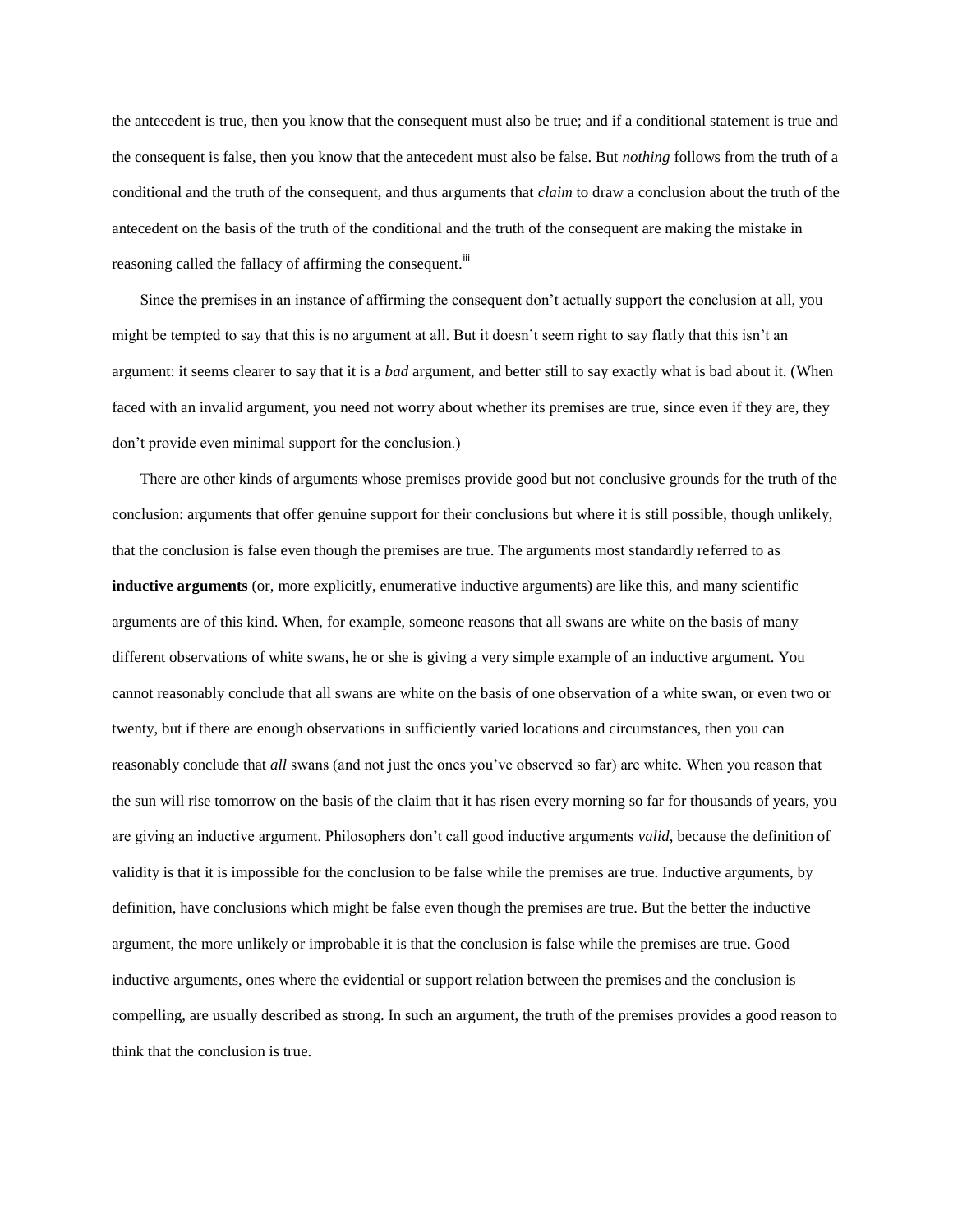the antecedent is true, then you know that the consequent must also be true; and if a conditional statement is true and the consequent is false, then you know that the antecedent must also be false. But *nothing* follows from the truth of a conditional and the truth of the consequent, and thus arguments that *claim* to draw a conclusion about the truth of the antecedent on the basis of the truth of the conditional and the truth of the consequent are making the mistake in reasoning called the fallacy of affirming the consequent.[iii]

Since the premises in an instance of affirming the consequent don't actually support the conclusion at all, you might be tempted to say that this is no argument at all. But it doesn't seem right to say flatly that this isn't an argument: it seems clearer to say that it is a *bad* argument, and better still to say exactly what is bad about it. (When faced with an invalid argument, you need not worry about whether its premises are true, since even if they are, they don't provide even minimal support for the conclusion.)

There are other kinds of arguments whose premises provide good but not conclusive grounds for the truth of the conclusion: arguments that offer genuine support for their conclusions but where it is still possible, though unlikely, that the conclusion is false even though the premises are true. The arguments most standardly referred to as **inductive arguments** (or, more explicitly, enumerative inductive arguments) are like this, and many scientific arguments are of this kind. When, for example, someone reasons that all swans are white on the basis of many different observations of white swans, he or she is giving a very simple example of an inductive argument. You cannot reasonably conclude that all swans are white on the basis of one observation of a white swan, or even two or twenty, but if there are enough observations in sufficiently varied locations and circumstances, then you can reasonably conclude that *all* swans (and not just the ones you've observed so far) are white. When you reason that the sun will rise tomorrow on the basis of the claim that it has risen every morning so far for thousands of years, you are giving an inductive argument. Philosophers don't call good inductive arguments *valid*, because the definition of validity is that it is impossible for the conclusion to be false while the premises are true. Inductive arguments, by definition, have conclusions which might be false even though the premises are true. But the better the inductive argument, the more unlikely or improbable it is that the conclusion is false while the premises are true. Good inductive arguments, ones where the evidential or support relation between the premises and the conclusion is compelling, are usually described as strong. In such an argument, the truth of the premises provides a good reason to think that the conclusion is true.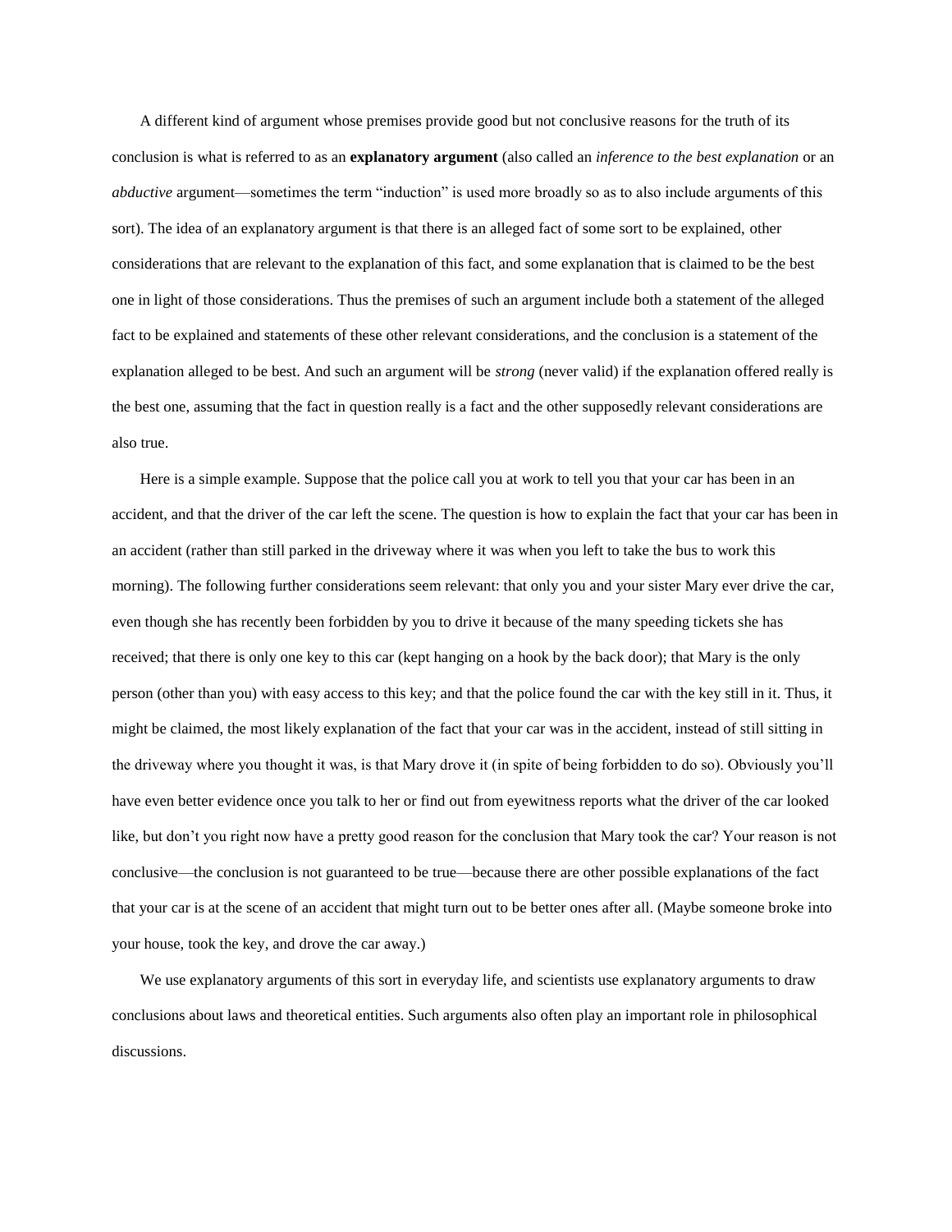A different kind of argument whose premises provide good but not conclusive reasons for the truth of its conclusion is what is referred to as an **explanatory argument** (also called an *inference to the best explanation* or an *abductive* argument—sometimes the term "induction" is used more broadly so as to also include arguments of this sort). The idea of an explanatory argument is that there is an alleged fact of some sort to be explained, other considerations that are relevant to the explanation of this fact, and some explanation that is claimed to be the best one in light of those considerations. Thus the premises of such an argument include both a statement of the alleged fact to be explained and statements of these other relevant considerations, and the conclusion is a statement of the explanation alleged to be best. And such an argument will be *strong* (never valid) if the explanation offered really is the best one, assuming that the fact in question really is a fact and the other supposedly relevant considerations are also true.

Here is a simple example. Suppose that the police call you at work to tell you that your car has been in an accident, and that the driver of the car left the scene. The question is how to explain the fact that your car has been in an accident (rather than still parked in the driveway where it was when you left to take the bus to work this morning). The following further considerations seem relevant: that only you and your sister Mary ever drive the car, even though she has recently been forbidden by you to drive it because of the many speeding tickets she has received; that there is only one key to this car (kept hanging on a hook by the back door); that Mary is the only person (other than you) with easy access to this key; and that the police found the car with the key still in it. Thus, it might be claimed, the most likely explanation of the fact that your car was in the accident, instead of still sitting in the driveway where you thought it was, is that Mary drove it (in spite of being forbidden to do so). Obviously you'll have even better evidence once you talk to her or find out from eyewitness reports what the driver of the car looked like, but don't you right now have a pretty good reason for the conclusion that Mary took the car? Your reason is not conclusive—the conclusion is not guaranteed to be true—because there are other possible explanations of the fact that your car is at the scene of an accident that might turn out to be better ones after all. (Maybe someone broke into your house, took the key, and drove the car away.)

We use explanatory arguments of this sort in everyday life, and scientists use explanatory arguments to draw conclusions about laws and theoretical entities. Such arguments also often play an important role in philosophical discussions.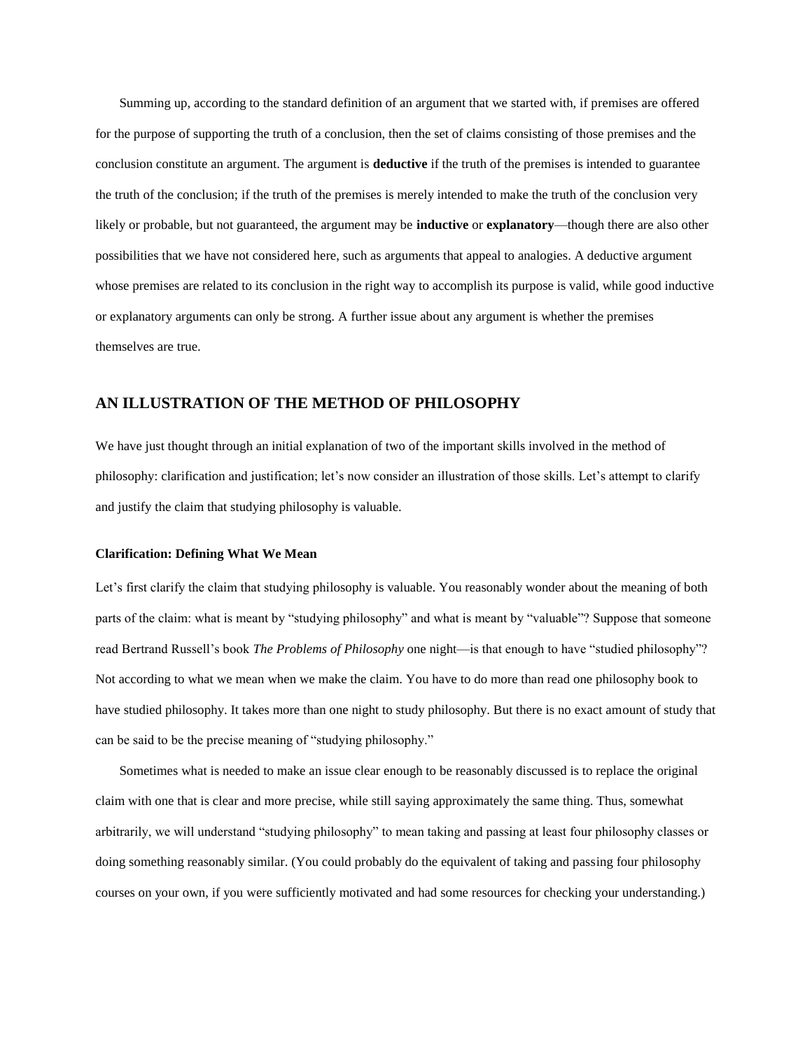Summing up, according to the standard definition of an argument that we started with, if premises are offered for the purpose of supporting the truth of a conclusion, then the set of claims consisting of those premises and the conclusion constitute an argument. The argument is **deductive** if the truth of the premises is intended to guarantee the truth of the conclusion; if the truth of the premises is merely intended to make the truth of the conclusion very likely or probable, but not guaranteed, the argument may be **inductive** or **explanatory**—though there are also other possibilities that we have not considered here, such as arguments that appeal to analogies. A deductive argument whose premises are related to its conclusion in the right way to accomplish its purpose is valid, while good inductive or explanatory arguments can only be strong. A further issue about any argument is whether the premises themselves are true.

## AN ILLUSTRATION OF THE METHOD OF PHILOSOPHY

We have just thought through an initial explanation of two of the important skills involved in the method of philosophy: clarification and justification; let's now consider an illustration of those skills. Let's attempt to clarify and justify the claim that studying philosophy is valuable.

### Clarification: Defining What We Mean

Let's first clarify the claim that studying philosophy is valuable. You reasonably wonder about the meaning of both parts of the claim: what is meant by "studying philosophy" and what is meant by "valuable"? Suppose that someone read Bertrand Russell's book *The Problems of Philosophy* one night—is that enough to have "studied philosophy"? Not according to what we mean when we make the claim. You have to do more than read one philosophy book to have studied philosophy. It takes more than one night to study philosophy. But there is no exact amount of study that can be said to be the precise meaning of "studying philosophy."

Sometimes what is needed to make an issue clear enough to be reasonably discussed is to replace the original claim with one that is clear and more precise, while still saying approximately the same thing. Thus, somewhat arbitrarily, we will understand "studying philosophy" to mean taking and passing at least four philosophy classes or doing something reasonably similar. (You could probably do the equivalent of taking and passing four philosophy courses on your own, if you were sufficiently motivated and had some resources for checking your understanding.)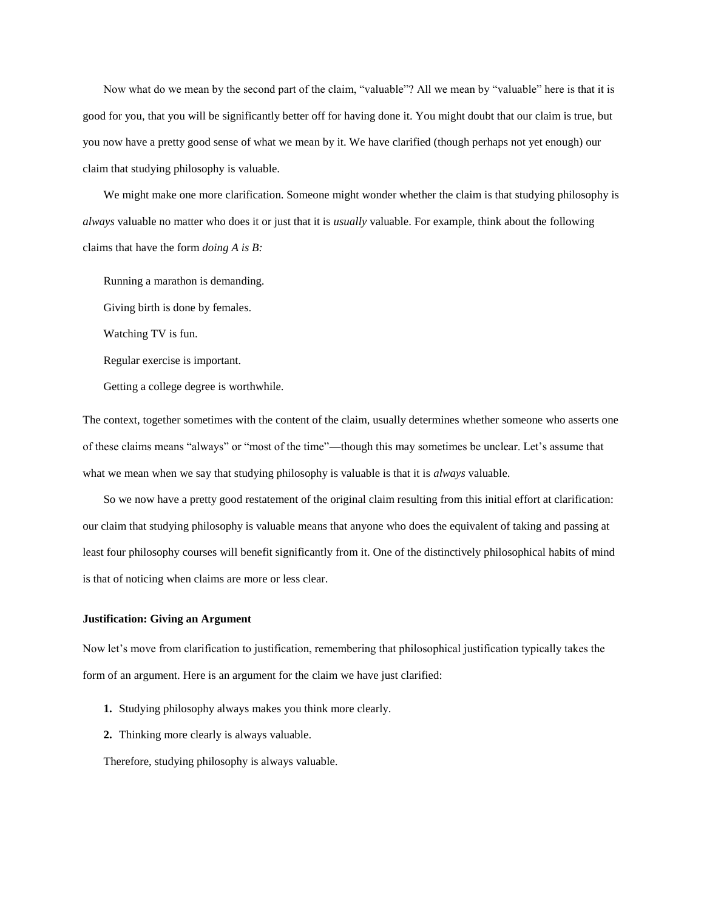Now what do we mean by the second part of the claim, “valuable”? All we mean by “valuable” here is that it is good for you, that you will be significantly better off for having done it. You might doubt that our claim is true, but you now have a pretty good sense of what we mean by it. We have clarified (though perhaps not yet enough) our claim that studying philosophy is valuable.

We might make one more clarification. Someone might wonder whether the claim is that studying philosophy is *always* valuable no matter who does it or just that it is *usually* valuable. For example, think about the following claims that have the form *doing A is B:*

Running a marathon is demanding.

Giving birth is done by females.

Watching TV is fun.

Regular exercise is important.

Getting a college degree is worthwhile.

The context, together sometimes with the content of the claim, usually determines whether someone who asserts one of these claims means “always” or “most of the time”—though this may sometimes be unclear. Let’s assume that what we mean when we say that studying philosophy is valuable is that it is *always* valuable.

So we now have a pretty good restatement of the original claim resulting from this initial effort at clarification: our claim that studying philosophy is valuable means that anyone who does the equivalent of taking and passing at least four philosophy courses will benefit significantly from it. One of the distinctively philosophical habits of mind is that of noticing when claims are more or less clear.

**Justification: Giving an Argument**

Now let’s move from clarification to justification, remembering that philosophical justification typically takes the form of an argument. Here is an argument for the claim we have just clarified:

**1.** Studying philosophy always makes you think more clearly.

**2.** Thinking more clearly is always valuable.

Therefore, studying philosophy is always valuable.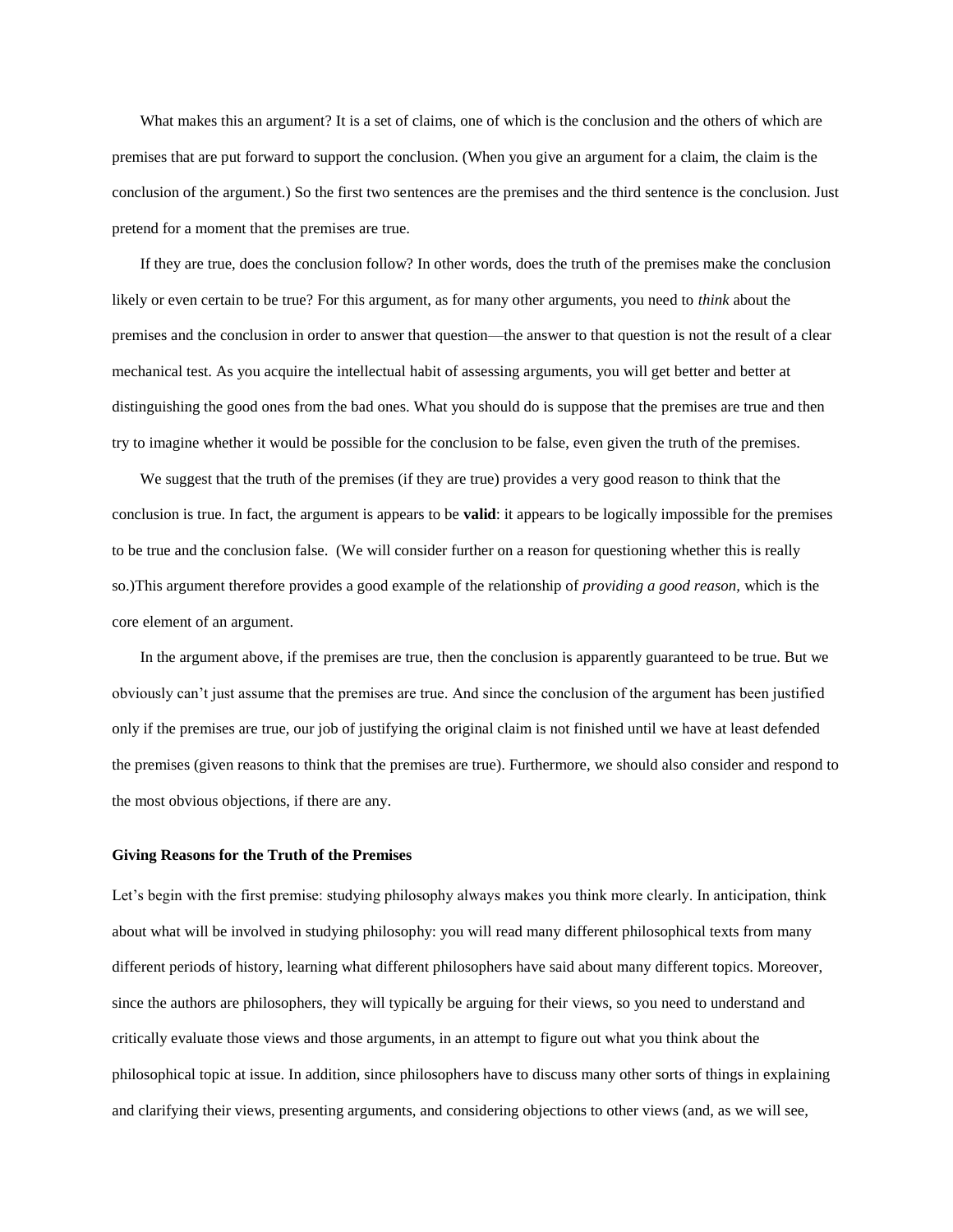What makes this an argument? It is a set of claims, one of which is the conclusion and the others of which are premises that are put forward to support the conclusion. (When you give an argument for a claim, the claim is the conclusion of the argument.) So the first two sentences are the premises and the third sentence is the conclusion. Just pretend for a moment that the premises are true.

If they are true, does the conclusion follow? In other words, does the truth of the premises make the conclusion likely or even certain to be true? For this argument, as for many other arguments, you need to *think* about the premises and the conclusion in order to answer that question—the answer to that question is not the result of a clear mechanical test. As you acquire the intellectual habit of assessing arguments, you will get better and better at distinguishing the good ones from the bad ones. What you should do is suppose that the premises are true and then try to imagine whether it would be possible for the conclusion to be false, even given the truth of the premises.

We suggest that the truth of the premises (if they are true) provides a very good reason to think that the conclusion is true. In fact, the argument is appears to be **valid**: it appears to be logically impossible for the premises to be true and the conclusion false. (We will consider further on a reason for questioning whether this is really so.)This argument therefore provides a good example of the relationship of *providing a good reason,* which is the core element of an argument.

In the argument above, if the premises are true, then the conclusion is apparently guaranteed to be true. But we obviously can't just assume that the premises are true. And since the conclusion of the argument has been justified only if the premises are true, our job of justifying the original claim is not finished until we have at least defended the premises (given reasons to think that the premises are true). Furthermore, we should also consider and respond to the most obvious objections, if there are any.

**Giving Reasons for the Truth of the Premises**

Let's begin with the first premise: studying philosophy always makes you think more clearly. In anticipation, think about what will be involved in studying philosophy: you will read many different philosophical texts from many different periods of history, learning what different philosophers have said about many different topics. Moreover, since the authors are philosophers, they will typically be arguing for their views, so you need to understand and critically evaluate those views and those arguments, in an attempt to figure out what you think about the philosophical topic at issue. In addition, since philosophers have to discuss many other sorts of things in explaining and clarifying their views, presenting arguments, and considering objections to other views (and, as we will see,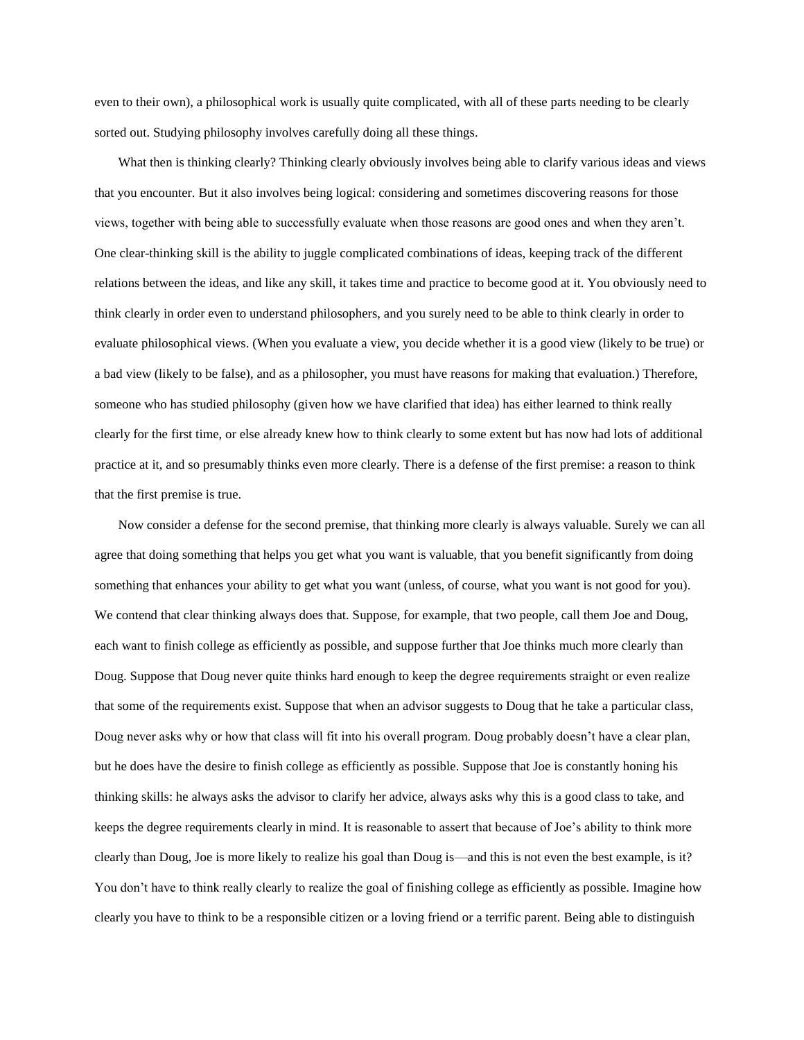even to their own), a philosophical work is usually quite complicated, with all of these parts needing to be clearly sorted out. Studying philosophy involves carefully doing all these things.

What then is thinking clearly? Thinking clearly obviously involves being able to clarify various ideas and views that you encounter. But it also involves being logical: considering and sometimes discovering reasons for those views, together with being able to successfully evaluate when those reasons are good ones and when they aren't. One clear-thinking skill is the ability to juggle complicated combinations of ideas, keeping track of the different relations between the ideas, and like any skill, it takes time and practice to become good at it. You obviously need to think clearly in order even to understand philosophers, and you surely need to be able to think clearly in order to evaluate philosophical views. (When you evaluate a view, you decide whether it is a good view (likely to be true) or a bad view (likely to be false), and as a philosopher, you must have reasons for making that evaluation.) Therefore, someone who has studied philosophy (given how we have clarified that idea) has either learned to think really clearly for the first time, or else already knew how to think clearly to some extent but has now had lots of additional practice at it, and so presumably thinks even more clearly. There is a defense of the first premise: a reason to think that the first premise is true.

Now consider a defense for the second premise, that thinking more clearly is always valuable. Surely we can all agree that doing something that helps you get what you want is valuable, that you benefit significantly from doing something that enhances your ability to get what you want (unless, of course, what you want is not good for you). We contend that clear thinking always does that. Suppose, for example, that two people, call them Joe and Doug, each want to finish college as efficiently as possible, and suppose further that Joe thinks much more clearly than Doug. Suppose that Doug never quite thinks hard enough to keep the degree requirements straight or even realize that some of the requirements exist. Suppose that when an advisor suggests to Doug that he take a particular class, Doug never asks why or how that class will fit into his overall program. Doug probably doesn't have a clear plan, but he does have the desire to finish college as efficiently as possible. Suppose that Joe is constantly honing his thinking skills: he always asks the advisor to clarify her advice, always asks why this is a good class to take, and keeps the degree requirements clearly in mind. It is reasonable to assert that because of Joe's ability to think more clearly than Doug, Joe is more likely to realize his goal than Doug is—and this is not even the best example, is it? You don't have to think really clearly to realize the goal of finishing college as efficiently as possible. Imagine how clearly you have to think to be a responsible citizen or a loving friend or a terrific parent. Being able to distinguish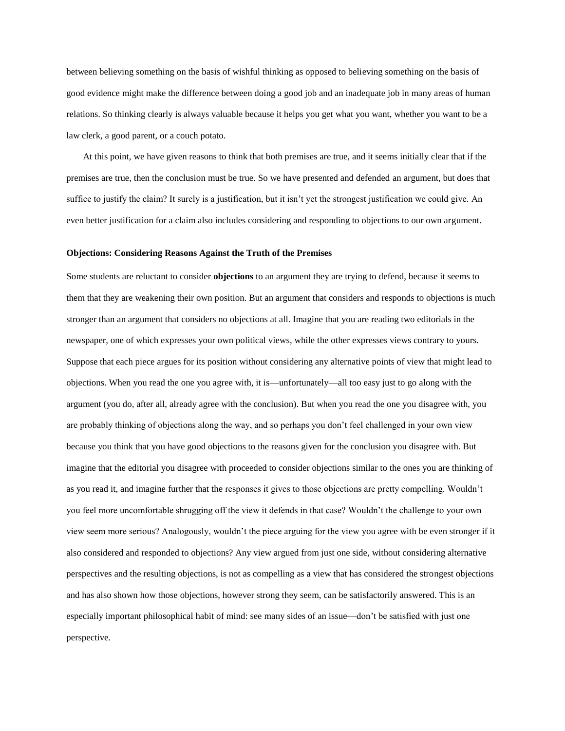between believing something on the basis of wishful thinking as opposed to believing something on the basis of good evidence might make the difference between doing a good job and an inadequate job in many areas of human relations. So thinking clearly is always valuable because it helps you get what you want, whether you want to be a law clerk, a good parent, or a couch potato.

At this point, we have given reasons to think that both premises are true, and it seems initially clear that if the premises are true, then the conclusion must be true. So we have presented and defended an argument, but does that suffice to justify the claim? It surely is a justification, but it isn't yet the strongest justification we could give. An even better justification for a claim also includes considering and responding to objections to our own argument.

### Objections: Considering Reasons Against the Truth of the Premises

Some students are reluctant to consider **objections** to an argument they are trying to defend, because it seems to them that they are weakening their own position. But an argument that considers and responds to objections is much stronger than an argument that considers no objections at all. Imagine that you are reading two editorials in the newspaper, one of which expresses your own political views, while the other expresses views contrary to yours. Suppose that each piece argues for its position without considering any alternative points of view that might lead to objections. When you read the one you agree with, it is—unfortunately—all too easy just to go along with the argument (you do, after all, already agree with the conclusion). But when you read the one you disagree with, you are probably thinking of objections along the way, and so perhaps you don't feel challenged in your own view because you think that you have good objections to the reasons given for the conclusion you disagree with. But imagine that the editorial you disagree with proceeded to consider objections similar to the ones you are thinking of as you read it, and imagine further that the responses it gives to those objections are pretty compelling. Wouldn't you feel more uncomfortable shrugging off the view it defends in that case? Wouldn't the challenge to your own view seem more serious? Analogously, wouldn't the piece arguing for the view you agree with be even stronger if it also considered and responded to objections? Any view argued from just one side, without considering alternative perspectives and the resulting objections, is not as compelling as a view that has considered the strongest objections and has also shown how those objections, however strong they seem, can be satisfactorily answered. This is an especially important philosophical habit of mind: see many sides of an issue—don't be satisfied with just one perspective.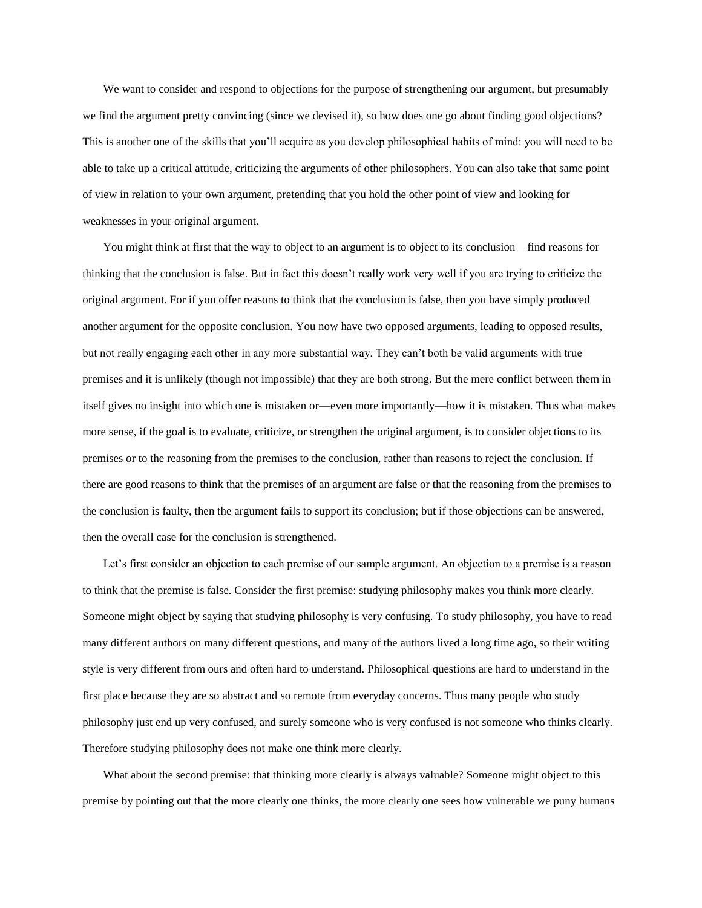We want to consider and respond to objections for the purpose of strengthening our argument, but presumably we find the argument pretty convincing (since we devised it), so how does one go about finding good objections? This is another one of the skills that you'll acquire as you develop philosophical habits of mind: you will need to be able to take up a critical attitude, criticizing the arguments of other philosophers. You can also take that same point of view in relation to your own argument, pretending that you hold the other point of view and looking for weaknesses in your original argument.

You might think at first that the way to object to an argument is to object to its conclusion—find reasons for thinking that the conclusion is false. But in fact this doesn't really work very well if you are trying to criticize the original argument. For if you offer reasons to think that the conclusion is false, then you have simply produced another argument for the opposite conclusion. You now have two opposed arguments, leading to opposed results, but not really engaging each other in any more substantial way. They can't both be valid arguments with true premises and it is unlikely (though not impossible) that they are both strong. But the mere conflict between them in itself gives no insight into which one is mistaken or—even more importantly—how it is mistaken. Thus what makes more sense, if the goal is to evaluate, criticize, or strengthen the original argument, is to consider objections to its premises or to the reasoning from the premises to the conclusion, rather than reasons to reject the conclusion. If there are good reasons to think that the premises of an argument are false or that the reasoning from the premises to the conclusion is faulty, then the argument fails to support its conclusion; but if those objections can be answered, then the overall case for the conclusion is strengthened.

Let's first consider an objection to each premise of our sample argument. An objection to a premise is a reason to think that the premise is false. Consider the first premise: studying philosophy makes you think more clearly. Someone might object by saying that studying philosophy is very confusing. To study philosophy, you have to read many different authors on many different questions, and many of the authors lived a long time ago, so their writing style is very different from ours and often hard to understand. Philosophical questions are hard to understand in the first place because they are so abstract and so remote from everyday concerns. Thus many people who study philosophy just end up very confused, and surely someone who is very confused is not someone who thinks clearly. Therefore studying philosophy does not make one think more clearly.

What about the second premise: that thinking more clearly is always valuable? Someone might object to this premise by pointing out that the more clearly one thinks, the more clearly one sees how vulnerable we puny humans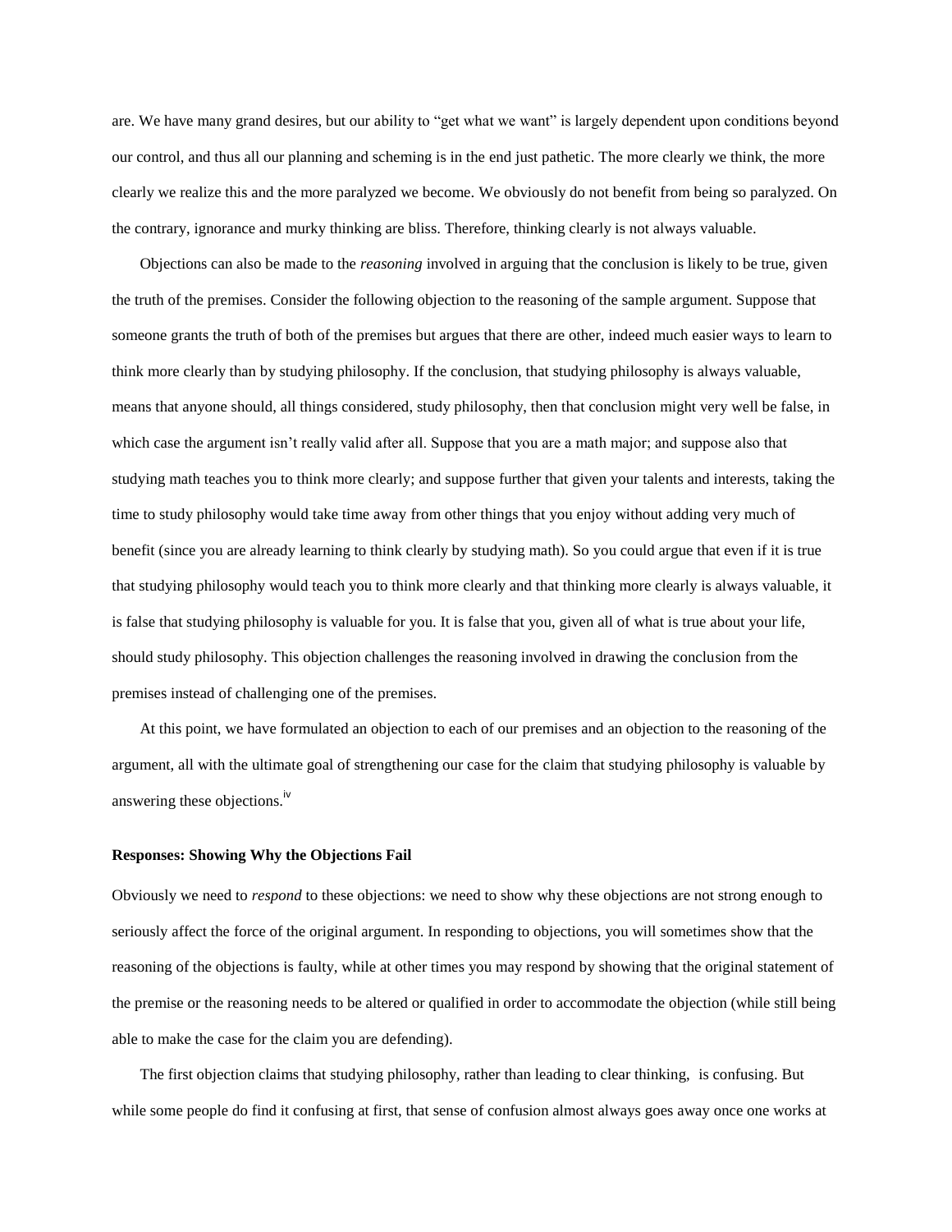are. We have many grand desires, but our ability to "get what we want" is largely dependent upon conditions beyond our control, and thus all our planning and scheming is in the end just pathetic. The more clearly we think, the more clearly we realize this and the more paralyzed we become. We obviously do not benefit from being so paralyzed. On the contrary, ignorance and murky thinking are bliss. Therefore, thinking clearly is not always valuable.

Objections can also be made to the *reasoning* involved in arguing that the conclusion is likely to be true, given the truth of the premises. Consider the following objection to the reasoning of the sample argument. Suppose that someone grants the truth of both of the premises but argues that there are other, indeed much easier ways to learn to think more clearly than by studying philosophy. If the conclusion, that studying philosophy is always valuable, means that anyone should, all things considered, study philosophy, then that conclusion might very well be false, in which case the argument isn't really valid after all. Suppose that you are a math major; and suppose also that studying math teaches you to think more clearly; and suppose further that given your talents and interests, taking the time to study philosophy would take time away from other things that you enjoy without adding very much of benefit (since you are already learning to think clearly by studying math). So you could argue that even if it is true that studying philosophy would teach you to think more clearly and that thinking more clearly is always valuable, it is false that studying philosophy is valuable for you. It is false that you, given all of what is true about your life, should study philosophy. This objection challenges the reasoning involved in drawing the conclusion from the premises instead of challenging one of the premises.

At this point, we have formulated an objection to each of our premises and an objection to the reasoning of the argument, all with the ultimate goal of strengthening our case for the claim that studying philosophy is valuable by answering these objections.[iv]

**Responses: Showing Why the Objections Fail**

Obviously we need to *respond* to these objections: we need to show why these objections are not strong enough to seriously affect the force of the original argument. In responding to objections, you will sometimes show that the reasoning of the objections is faulty, while at other times you may respond by showing that the original statement of the premise or the reasoning needs to be altered or qualified in order to accommodate the objection (while still being able to make the case for the claim you are defending).

The first objection claims that studying philosophy, rather than leading to clear thinking, is confusing. But while some people do find it confusing at first, that sense of confusion almost always goes away once one works at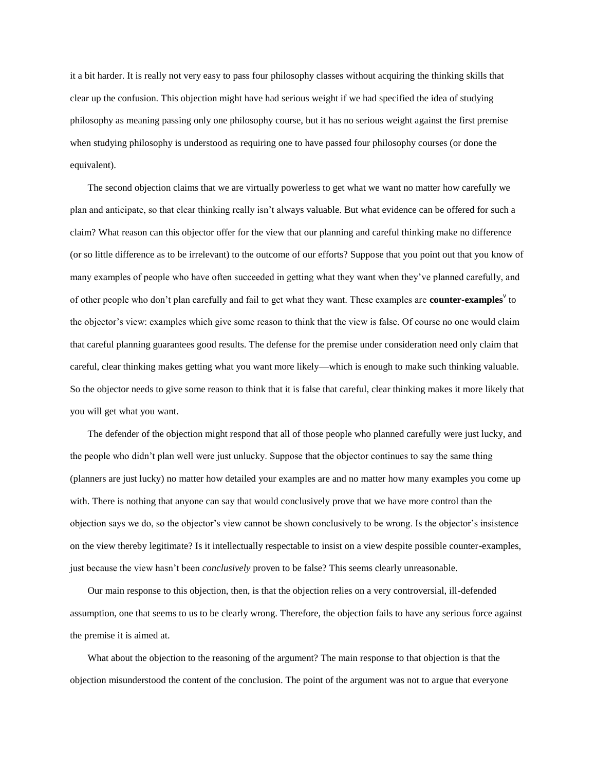it a bit harder. It is really not very easy to pass four philosophy classes without acquiring the thinking skills that clear up the confusion. This objection might have had serious weight if we had specified the idea of studying philosophy as meaning passing only one philosophy course, but it has no serious weight against the first premise when studying philosophy is understood as requiring one to have passed four philosophy courses (or done the equivalent).

The second objection claims that we are virtually powerless to get what we want no matter how carefully we plan and anticipate, so that clear thinking really isn't always valuable. But what evidence can be offered for such a claim? What reason can this objector offer for the view that our planning and careful thinking make no difference (or so little difference as to be irrelevant) to the outcome of our efforts? Suppose that you point out that you know of many examples of people who have often succeeded in getting what they want when they've planned carefully, and of other people who don't plan carefully and fail to get what they want. These examples are **counter-examples**[v] to the objector's view: examples which give some reason to think that the view is false. Of course no one would claim that careful planning guarantees good results. The defense for the premise under consideration need only claim that careful, clear thinking makes getting what you want more likely—which is enough to make such thinking valuable. So the objector needs to give some reason to think that it is false that careful, clear thinking makes it more likely that you will get what you want.

The defender of the objection might respond that all of those people who planned carefully were just lucky, and the people who didn't plan well were just unlucky. Suppose that the objector continues to say the same thing (planners are just lucky) no matter how detailed your examples are and no matter how many examples you come up with. There is nothing that anyone can say that would conclusively prove that we have more control than the objection says we do, so the objector's view cannot be shown conclusively to be wrong. Is the objector's insistence on the view thereby legitimate? Is it intellectually respectable to insist on a view despite possible counter-examples, just because the view hasn't been *conclusively* proven to be false? This seems clearly unreasonable.

Our main response to this objection, then, is that the objection relies on a very controversial, ill-defended assumption, one that seems to us to be clearly wrong. Therefore, the objection fails to have any serious force against the premise it is aimed at.

What about the objection to the reasoning of the argument? The main response to that objection is that the objection misunderstood the content of the conclusion. The point of the argument was not to argue that everyone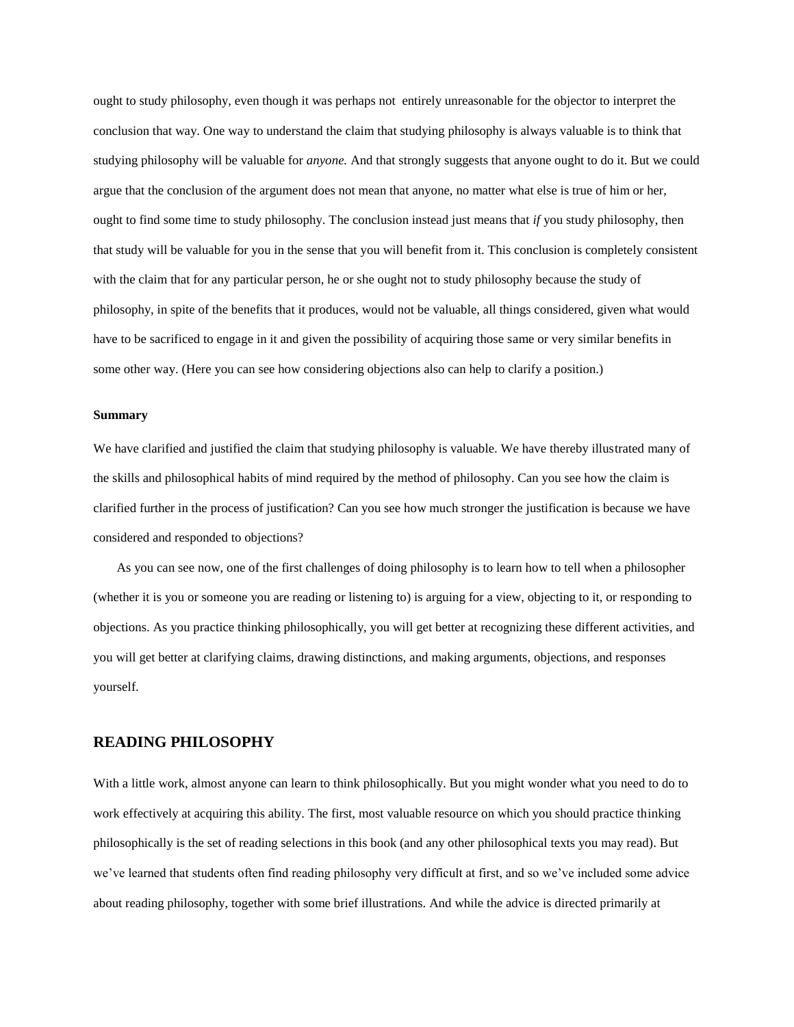ought to study philosophy, even though it was perhaps not entirely unreasonable for the objector to interpret the conclusion that way. One way to understand the claim that studying philosophy is always valuable is to think that studying philosophy will be valuable for *anyone.* And that strongly suggests that anyone ought to do it. But we could argue that the conclusion of the argument does not mean that anyone, no matter what else is true of him or her, ought to find some time to study philosophy. The conclusion instead just means that *if* you study philosophy, then that study will be valuable for you in the sense that you will benefit from it. This conclusion is completely consistent with the claim that for any particular person, he or she ought not to study philosophy because the study of philosophy, in spite of the benefits that it produces, would not be valuable, all things considered, given what would have to be sacrificed to engage in it and given the possibility of acquiring those same or very similar benefits in some other way. (Here you can see how considering objections also can help to clarify a position.)

**Summary**

We have clarified and justified the claim that studying philosophy is valuable. We have thereby illustrated many of the skills and philosophical habits of mind required by the method of philosophy. Can you see how the claim is clarified further in the process of justification? Can you see how much stronger the justification is because we have considered and responded to objections?

As you can see now, one of the first challenges of doing philosophy is to learn how to tell when a philosopher (whether it is you or someone you are reading or listening to) is arguing for a view, objecting to it, or responding to objections. As you practice thinking philosophically, you will get better at recognizing these different activities, and you will get better at clarifying claims, drawing distinctions, and making arguments, objections, and responses yourself.

## READING PHILOSOPHY

With a little work, almost anyone can learn to think philosophically. But you might wonder what you need to do to work effectively at acquiring this ability. The first, most valuable resource on which you should practice thinking philosophically is the set of reading selections in this book (and any other philosophical texts you may read). But we've learned that students often find reading philosophy very difficult at first, and so we've included some advice about reading philosophy, together with some brief illustrations. And while the advice is directed primarily at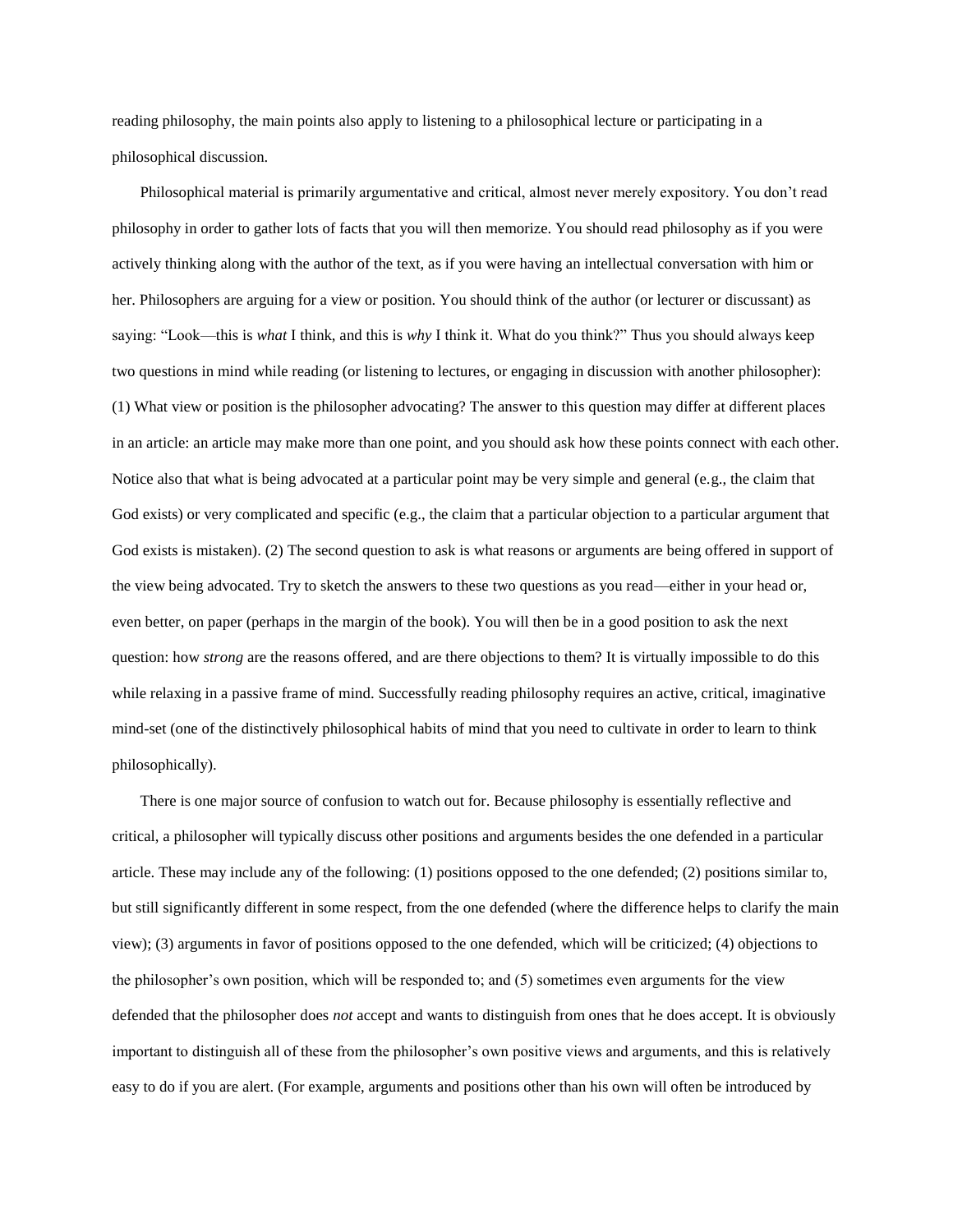reading philosophy, the main points also apply to listening to a philosophical lecture or participating in a philosophical discussion.

Philosophical material is primarily argumentative and critical, almost never merely expository. You don't read philosophy in order to gather lots of facts that you will then memorize. You should read philosophy as if you were actively thinking along with the author of the text, as if you were having an intellectual conversation with him or her. Philosophers are arguing for a view or position. You should think of the author (or lecturer or discussant) as saying: "Look—this is *what* I think, and this is *why* I think it. What do you think?" Thus you should always keep two questions in mind while reading (or listening to lectures, or engaging in discussion with another philosopher): (1) What view or position is the philosopher advocating? The answer to this question may differ at different places in an article: an article may make more than one point, and you should ask how these points connect with each other. Notice also that what is being advocated at a particular point may be very simple and general (e.g., the claim that God exists) or very complicated and specific (e.g., the claim that a particular objection to a particular argument that God exists is mistaken). (2) The second question to ask is what reasons or arguments are being offered in support of the view being advocated. Try to sketch the answers to these two questions as you read—either in your head or, even better, on paper (perhaps in the margin of the book). You will then be in a good position to ask the next question: how *strong* are the reasons offered, and are there objections to them? It is virtually impossible to do this while relaxing in a passive frame of mind. Successfully reading philosophy requires an active, critical, imaginative mind-set (one of the distinctively philosophical habits of mind that you need to cultivate in order to learn to think philosophically).

There is one major source of confusion to watch out for. Because philosophy is essentially reflective and critical, a philosopher will typically discuss other positions and arguments besides the one defended in a particular article. These may include any of the following: (1) positions opposed to the one defended; (2) positions similar to, but still significantly different in some respect, from the one defended (where the difference helps to clarify the main view); (3) arguments in favor of positions opposed to the one defended, which will be criticized; (4) objections to the philosopher's own position, which will be responded to; and (5) sometimes even arguments for the view defended that the philosopher does *not* accept and wants to distinguish from ones that he does accept. It is obviously important to distinguish all of these from the philosopher's own positive views and arguments, and this is relatively easy to do if you are alert. (For example, arguments and positions other than his own will often be introduced by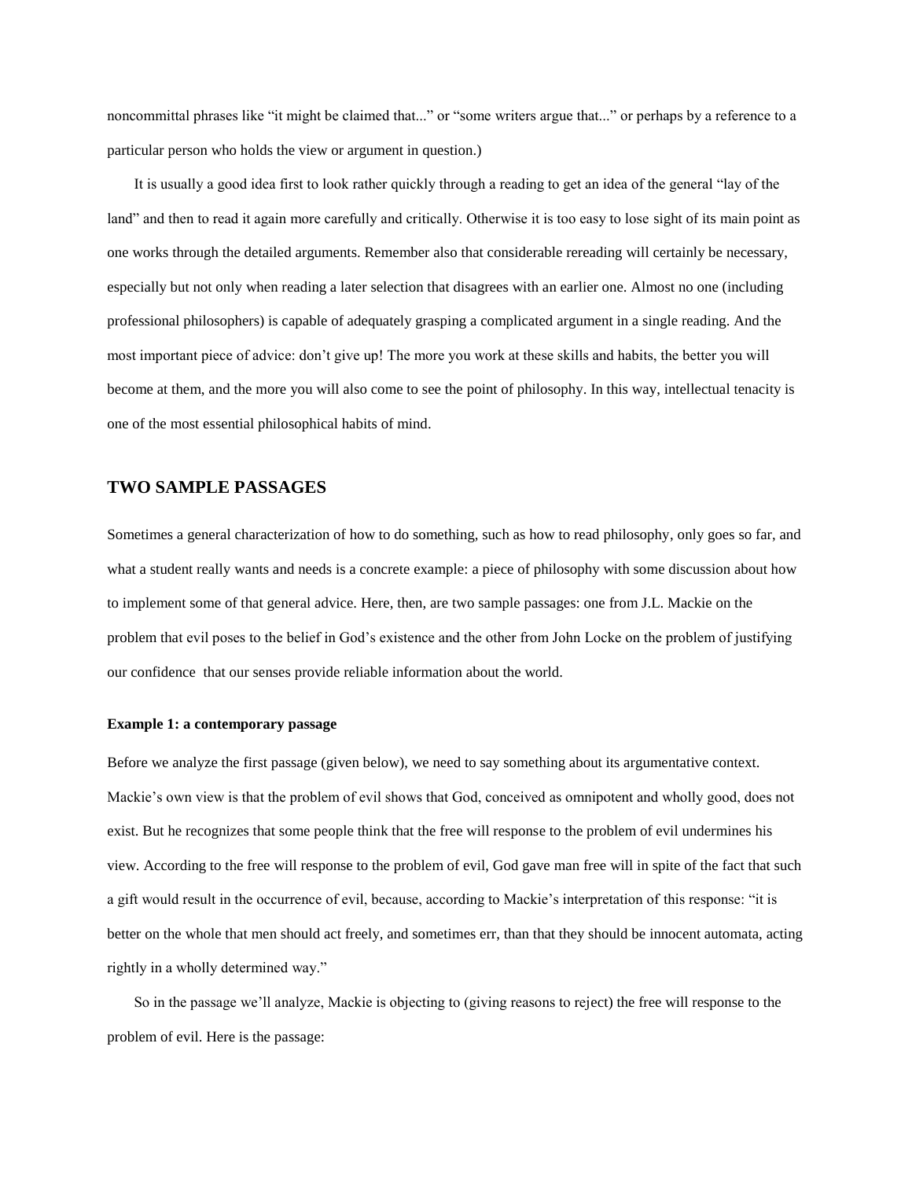noncommittal phrases like “it might be claimed that...” or “some writers argue that...” or perhaps by a reference to a particular person who holds the view or argument in question.)

It is usually a good idea first to look rather quickly through a reading to get an idea of the general “lay of the land” and then to read it again more carefully and critically. Otherwise it is too easy to lose sight of its main point as one works through the detailed arguments. Remember also that considerable rereading will certainly be necessary, especially but not only when reading a later selection that disagrees with an earlier one. Almost no one (including professional philosophers) is capable of adequately grasping a complicated argument in a single reading. And the most important piece of advice: don’t give up! The more you work at these skills and habits, the better you will become at them, and the more you will also come to see the point of philosophy. In this way, intellectual tenacity is one of the most essential philosophical habits of mind.

## TWO SAMPLE PASSAGES

Sometimes a general characterization of how to do something, such as how to read philosophy, only goes so far, and what a student really wants and needs is a concrete example: a piece of philosophy with some discussion about how to implement some of that general advice. Here, then, are two sample passages: one from J.L. Mackie on the problem that evil poses to the belief in God’s existence and the other from John Locke on the problem of justifying our confidence that our senses provide reliable information about the world.

#### Example 1: a contemporary passage

Before we analyze the first passage (given below), we need to say something about its argumentative context. Mackie’s own view is that the problem of evil shows that God, conceived as omnipotent and wholly good, does not exist. But he recognizes that some people think that the free will response to the problem of evil undermines his view. According to the free will response to the problem of evil, God gave man free will in spite of the fact that such a gift would result in the occurrence of evil, because, according to Mackie’s interpretation of this response: “it is better on the whole that men should act freely, and sometimes err, than that they should be innocent automata, acting rightly in a wholly determined way.”

So in the passage we’ll analyze, Mackie is objecting to (giving reasons to reject) the free will response to the problem of evil. Here is the passage: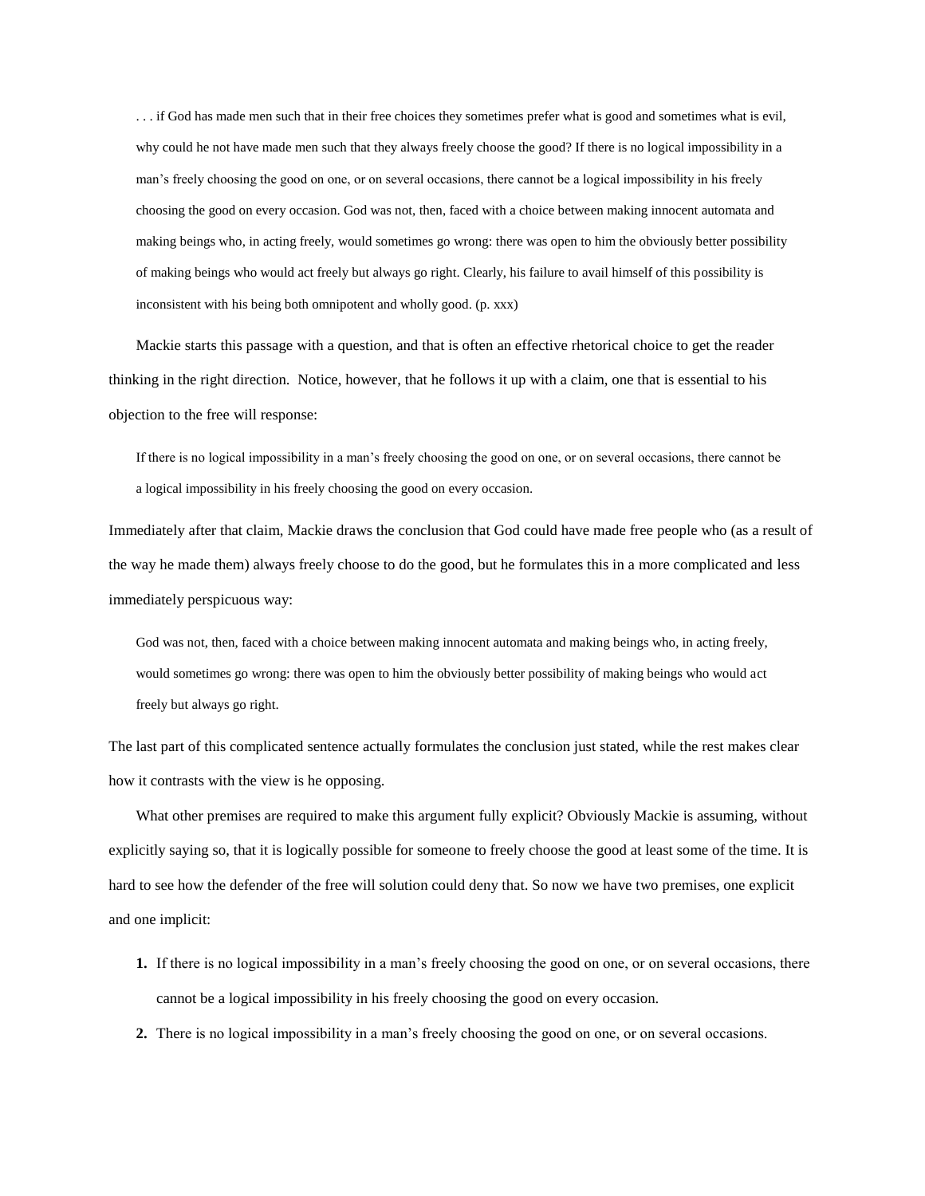> . . . if God has made men such that in their free choices they sometimes prefer what is good and sometimes what is evil, why could he not have made men such that they always freely choose the good? If there is no logical impossibility in a man's freely choosing the good on one, or on several occasions, there cannot be a logical impossibility in his freely choosing the good on every occasion. God was not, then, faced with a choice between making innocent automata and making beings who, in acting freely, would sometimes go wrong: there was open to him the obviously better possibility of making beings who would act freely but always go right. Clearly, his failure to avail himself of this possibility is inconsistent with his being both omnipotent and wholly good. (p. xxx)

Mackie starts this passage with a question, and that is often an effective rhetorical choice to get the reader thinking in the right direction. Notice, however, that he follows it up with a claim, one that is essential to his objection to the free will response:

> If there is no logical impossibility in a man's freely choosing the good on one, or on several occasions, there cannot be a logical impossibility in his freely choosing the good on every occasion.

Immediately after that claim, Mackie draws the conclusion that God could have made free people who (as a result of the way he made them) always freely choose to do the good, but he formulates this in a more complicated and less immediately perspicuous way:

> God was not, then, faced with a choice between making innocent automata and making beings who, in acting freely, would sometimes go wrong: there was open to him the obviously better possibility of making beings who would act freely but always go right.

The last part of this complicated sentence actually formulates the conclusion just stated, while the rest makes clear how it contrasts with the view is he opposing.

What other premises are required to make this argument fully explicit? Obviously Mackie is assuming, without explicitly saying so, that it is logically possible for someone to freely choose the good at least some of the time. It is hard to see how the defender of the free will solution could deny that. So now we have two premises, one explicit and one implicit:

1. If there is no logical impossibility in a man's freely choosing the good on one, or on several occasions, there cannot be a logical impossibility in his freely choosing the good on every occasion.
2. There is no logical impossibility in a man's freely choosing the good on one, or on several occasions.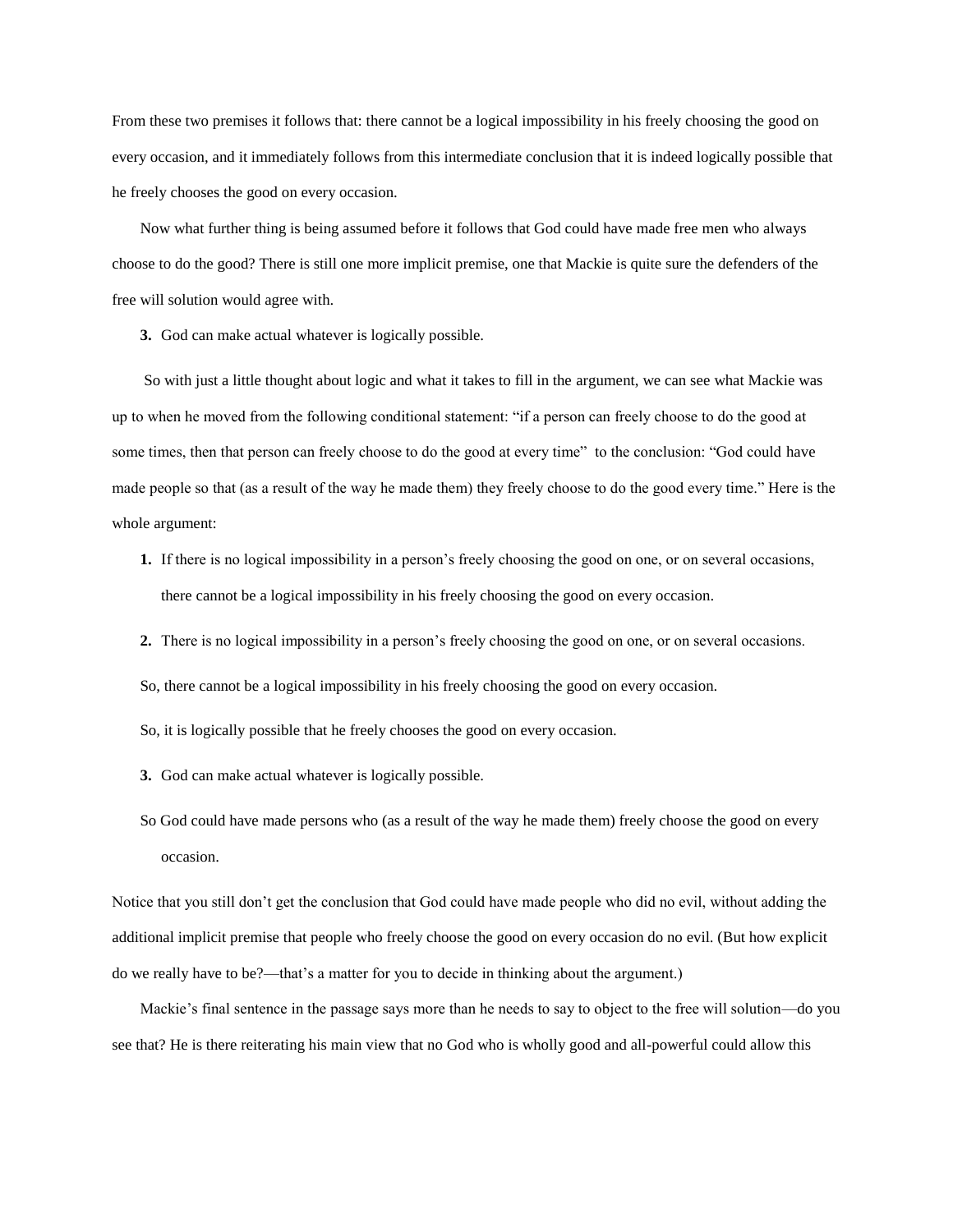From these two premises it follows that: there cannot be a logical impossibility in his freely choosing the good on every occasion, and it immediately follows from this intermediate conclusion that it is indeed logically possible that he freely chooses the good on every occasion.

Now what further thing is being assumed before it follows that God could have made free men who always choose to do the good? There is still one more implicit premise, one that Mackie is quite sure the defenders of the free will solution would agree with.

**3.** God can make actual whatever is logically possible.

So with just a little thought about logic and what it takes to fill in the argument, we can see what Mackie was up to when he moved from the following conditional statement: "if a person can freely choose to do the good at some times, then that person can freely choose to do the good at every time" to the conclusion: "God could have made people so that (as a result of the way he made them) they freely choose to do the good every time." Here is the whole argument:

**1.** If there is no logical impossibility in a person's freely choosing the good on one, or on several occasions, there cannot be a logical impossibility in his freely choosing the good on every occasion.

**2.** There is no logical impossibility in a person's freely choosing the good on one, or on several occasions.

So, there cannot be a logical impossibility in his freely choosing the good on every occasion.

So, it is logically possible that he freely chooses the good on every occasion.

**3.** God can make actual whatever is logically possible.

So God could have made persons who (as a result of the way he made them) freely choose the good on every occasion.

Notice that you still don't get the conclusion that God could have made people who did no evil, without adding the additional implicit premise that people who freely choose the good on every occasion do no evil. (But how explicit do we really have to be?—that's a matter for you to decide in thinking about the argument.)

Mackie's final sentence in the passage says more than he needs to say to object to the free will solution—do you see that? He is there reiterating his main view that no God who is wholly good and all-powerful could allow this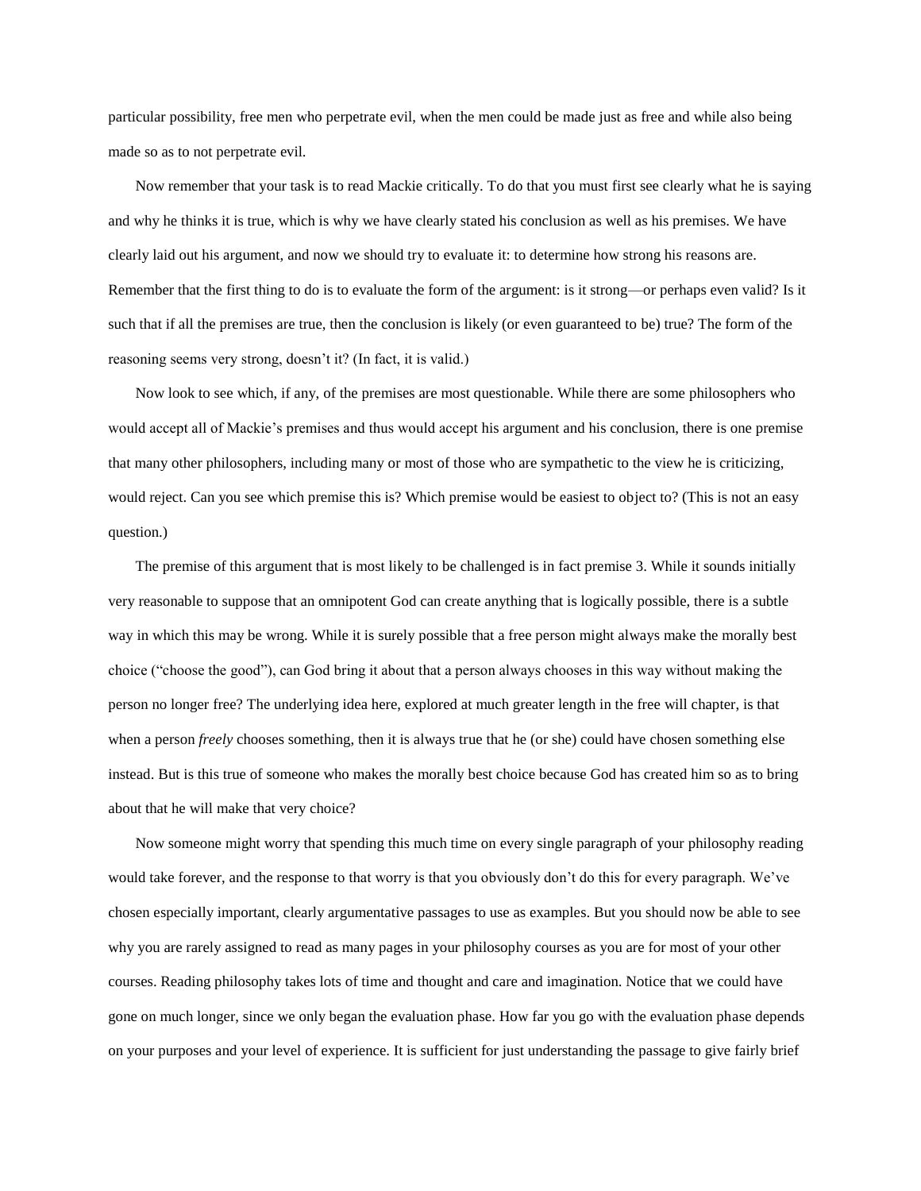particular possibility, free men who perpetrate evil, when the men could be made just as free and while also being made so as to not perpetrate evil.

Now remember that your task is to read Mackie critically. To do that you must first see clearly what he is saying and why he thinks it is true, which is why we have clearly stated his conclusion as well as his premises. We have clearly laid out his argument, and now we should try to evaluate it: to determine how strong his reasons are. Remember that the first thing to do is to evaluate the form of the argument: is it strong—or perhaps even valid? Is it such that if all the premises are true, then the conclusion is likely (or even guaranteed to be) true? The form of the reasoning seems very strong, doesn't it? (In fact, it is valid.)

Now look to see which, if any, of the premises are most questionable. While there are some philosophers who would accept all of Mackie's premises and thus would accept his argument and his conclusion, there is one premise that many other philosophers, including many or most of those who are sympathetic to the view he is criticizing, would reject. Can you see which premise this is? Which premise would be easiest to object to? (This is not an easy question.)

The premise of this argument that is most likely to be challenged is in fact premise 3. While it sounds initially very reasonable to suppose that an omnipotent God can create anything that is logically possible, there is a subtle way in which this may be wrong. While it is surely possible that a free person might always make the morally best choice ("choose the good"), can God bring it about that a person always chooses in this way without making the person no longer free? The underlying idea here, explored at much greater length in the free will chapter, is that when a person *freely* chooses something, then it is always true that he (or she) could have chosen something else instead. But is this true of someone who makes the morally best choice because God has created him so as to bring about that he will make that very choice?

Now someone might worry that spending this much time on every single paragraph of your philosophy reading would take forever, and the response to that worry is that you obviously don't do this for every paragraph. We've chosen especially important, clearly argumentative passages to use as examples. But you should now be able to see why you are rarely assigned to read as many pages in your philosophy courses as you are for most of your other courses. Reading philosophy takes lots of time and thought and care and imagination. Notice that we could have gone on much longer, since we only began the evaluation phase. How far you go with the evaluation phase depends on your purposes and your level of experience. It is sufficient for just understanding the passage to give fairly brief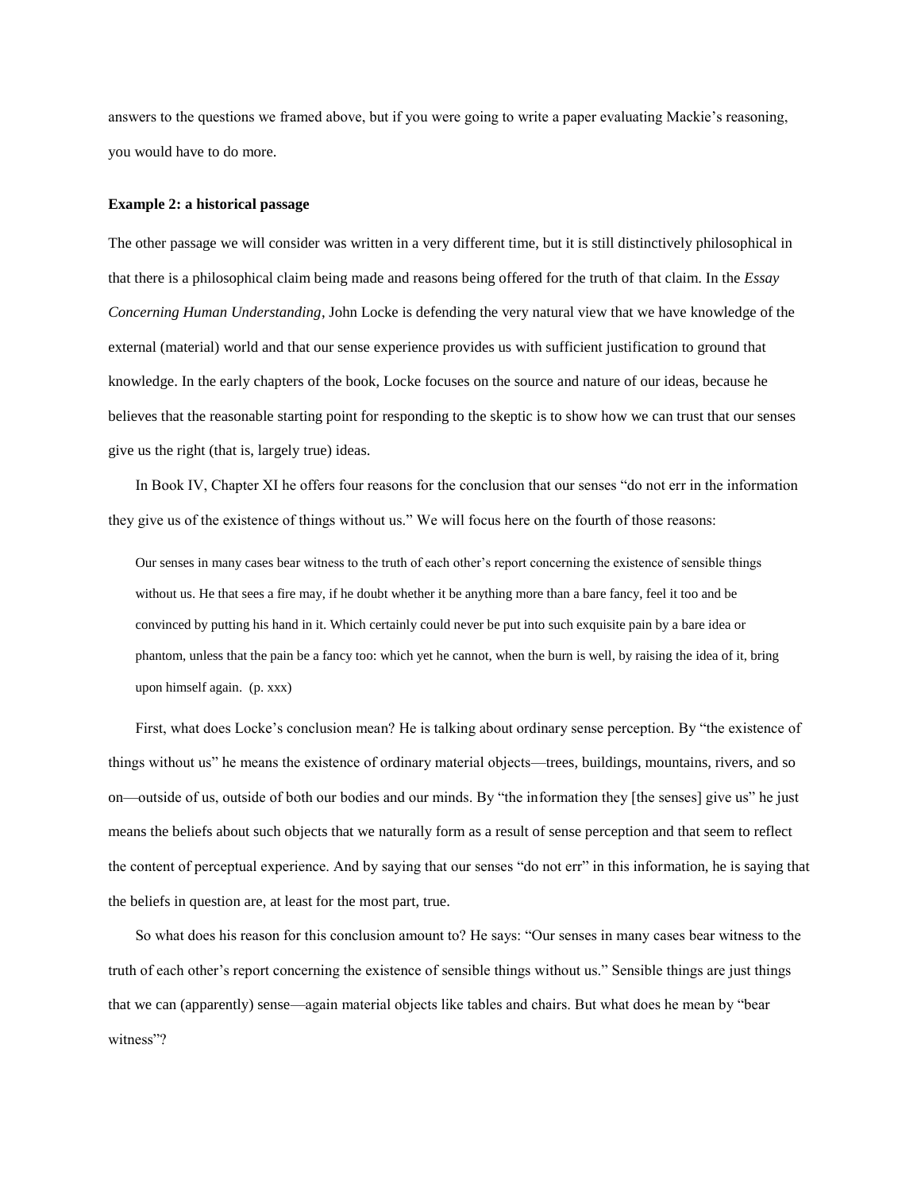answers to the questions we framed above, but if you were going to write a paper evaluating Mackie's reasoning, you would have to do more.

**Example 2: a historical passage**

The other passage we will consider was written in a very different time, but it is still distinctively philosophical in that there is a philosophical claim being made and reasons being offered for the truth of that claim. In the *Essay Concerning Human Understanding*, John Locke is defending the very natural view that we have knowledge of the external (material) world and that our sense experience provides us with sufficient justification to ground that knowledge. In the early chapters of the book, Locke focuses on the source and nature of our ideas, because he believes that the reasonable starting point for responding to the skeptic is to show how we can trust that our senses give us the right (that is, largely true) ideas.

In Book IV, Chapter XI he offers four reasons for the conclusion that our senses "do not err in the information they give us of the existence of things without us." We will focus here on the fourth of those reasons:

> Our senses in many cases bear witness to the truth of each other's report concerning the existence of sensible things without us. He that sees a fire may, if he doubt whether it be anything more than a bare fancy, feel it too and be convinced by putting his hand in it. Which certainly could never be put into such exquisite pain by a bare idea or phantom, unless that the pain be a fancy too: which yet he cannot, when the burn is well, by raising the idea of it, bring upon himself again. (p. xxx)

First, what does Locke's conclusion mean? He is talking about ordinary sense perception. By "the existence of things without us" he means the existence of ordinary material objects—trees, buildings, mountains, rivers, and so on—outside of us, outside of both our bodies and our minds. By "the information they [the senses] give us" he just means the beliefs about such objects that we naturally form as a result of sense perception and that seem to reflect the content of perceptual experience. And by saying that our senses "do not err" in this information, he is saying that the beliefs in question are, at least for the most part, true.

So what does his reason for this conclusion amount to? He says: "Our senses in many cases bear witness to the truth of each other's report concerning the existence of sensible things without us." Sensible things are just things that we can (apparently) sense—again material objects like tables and chairs. But what does he mean by "bear witness"?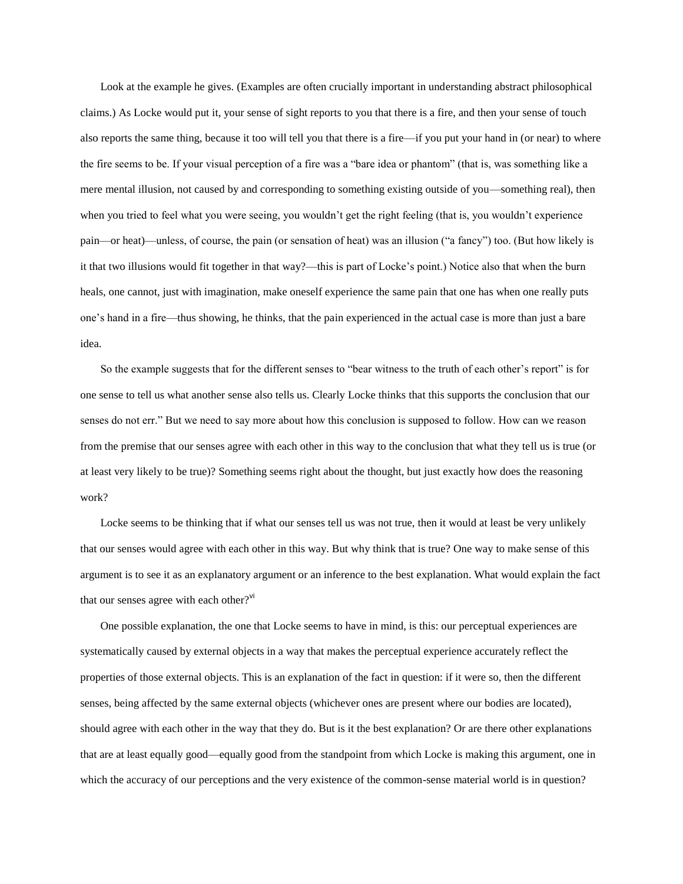Look at the example he gives. (Examples are often crucially important in understanding abstract philosophical claims.) As Locke would put it, your sense of sight reports to you that there is a fire, and then your sense of touch also reports the same thing, because it too will tell you that there is a fire—if you put your hand in (or near) to where the fire seems to be. If your visual perception of a fire was a "bare idea or phantom" (that is, was something like a mere mental illusion, not caused by and corresponding to something existing outside of you—something real), then when you tried to feel what you were seeing, you wouldn't get the right feeling (that is, you wouldn't experience pain—or heat)—unless, of course, the pain (or sensation of heat) was an illusion ("a fancy") too. (But how likely is it that two illusions would fit together in that way?—this is part of Locke's point.) Notice also that when the burn heals, one cannot, just with imagination, make oneself experience the same pain that one has when one really puts one's hand in a fire—thus showing, he thinks, that the pain experienced in the actual case is more than just a bare idea.

So the example suggests that for the different senses to "bear witness to the truth of each other's report" is for one sense to tell us what another sense also tells us. Clearly Locke thinks that this supports the conclusion that our senses do not err." But we need to say more about how this conclusion is supposed to follow. How can we reason from the premise that our senses agree with each other in this way to the conclusion that what they tell us is true (or at least very likely to be true)? Something seems right about the thought, but just exactly how does the reasoning work?

Locke seems to be thinking that if what our senses tell us was not true, then it would at least be very unlikely that our senses would agree with each other in this way. But why think that is true? One way to make sense of this argument is to see it as an explanatory argument or an inference to the best explanation. What would explain the fact that our senses agree with each other?[vi]

One possible explanation, the one that Locke seems to have in mind, is this: our perceptual experiences are systematically caused by external objects in a way that makes the perceptual experience accurately reflect the properties of those external objects. This is an explanation of the fact in question: if it were so, then the different senses, being affected by the same external objects (whichever ones are present where our bodies are located), should agree with each other in the way that they do. But is it the best explanation? Or are there other explanations that are at least equally good—equally good from the standpoint from which Locke is making this argument, one in which the accuracy of our perceptions and the very existence of the common-sense material world is in question?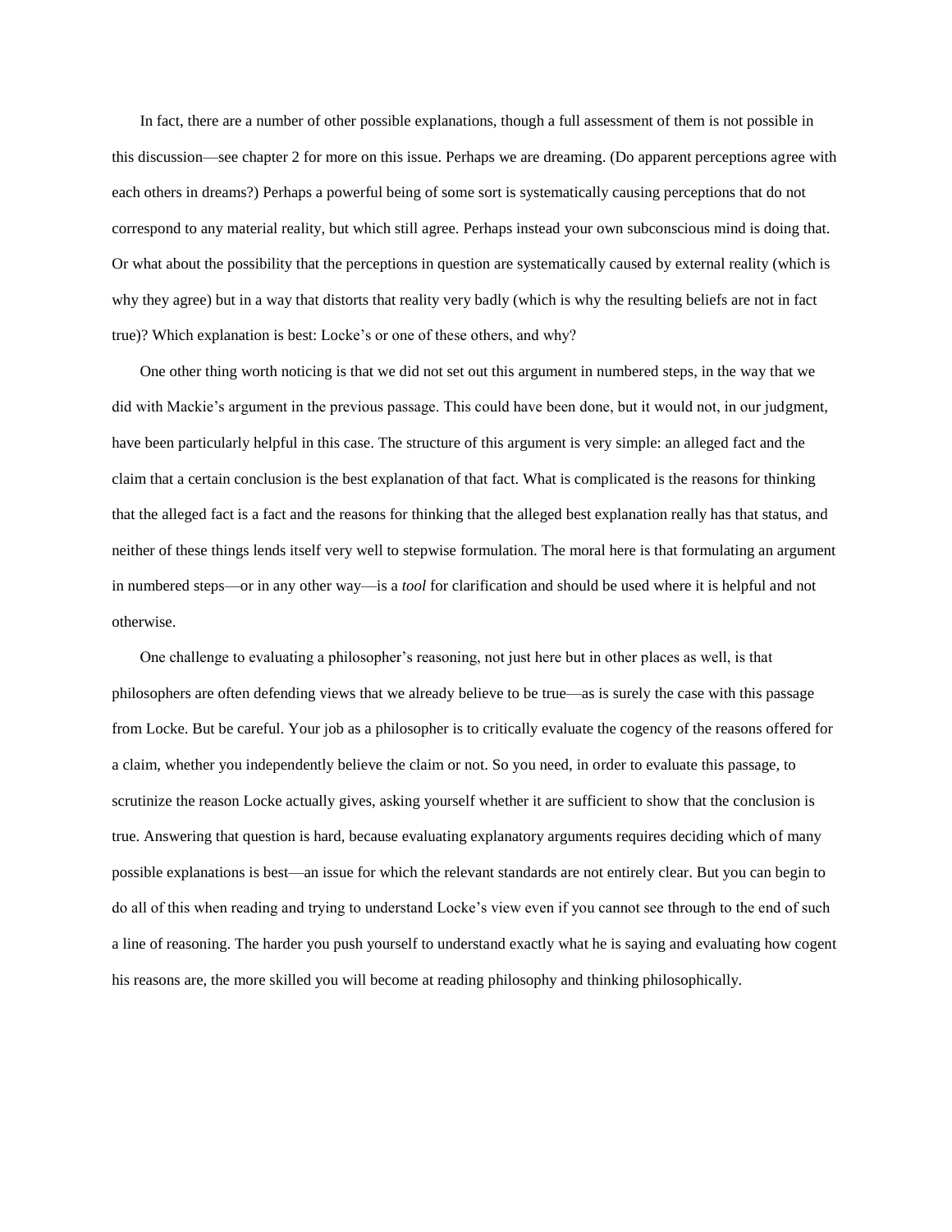In fact, there are a number of other possible explanations, though a full assessment of them is not possible in this discussion—see chapter 2 for more on this issue. Perhaps we are dreaming. (Do apparent perceptions agree with each others in dreams?) Perhaps a powerful being of some sort is systematically causing perceptions that do not correspond to any material reality, but which still agree. Perhaps instead your own subconscious mind is doing that. Or what about the possibility that the perceptions in question are systematically caused by external reality (which is why they agree) but in a way that distorts that reality very badly (which is why the resulting beliefs are not in fact true)? Which explanation is best: Locke's or one of these others, and why?

One other thing worth noticing is that we did not set out this argument in numbered steps, in the way that we did with Mackie's argument in the previous passage. This could have been done, but it would not, in our judgment, have been particularly helpful in this case. The structure of this argument is very simple: an alleged fact and the claim that a certain conclusion is the best explanation of that fact. What is complicated is the reasons for thinking that the alleged fact is a fact and the reasons for thinking that the alleged best explanation really has that status, and neither of these things lends itself very well to stepwise formulation. The moral here is that formulating an argument in numbered steps—or in any other way—is a *tool* for clarification and should be used where it is helpful and not otherwise.

One challenge to evaluating a philosopher's reasoning, not just here but in other places as well, is that philosophers are often defending views that we already believe to be true—as is surely the case with this passage from Locke. But be careful. Your job as a philosopher is to critically evaluate the cogency of the reasons offered for a claim, whether you independently believe the claim or not. So you need, in order to evaluate this passage, to scrutinize the reason Locke actually gives, asking yourself whether it are sufficient to show that the conclusion is true. Answering that question is hard, because evaluating explanatory arguments requires deciding which of many possible explanations is best—an issue for which the relevant standards are not entirely clear. But you can begin to do all of this when reading and trying to understand Locke's view even if you cannot see through to the end of such a line of reasoning. The harder you push yourself to understand exactly what he is saying and evaluating how cogent his reasons are, the more skilled you will become at reading philosophy and thinking philosophically.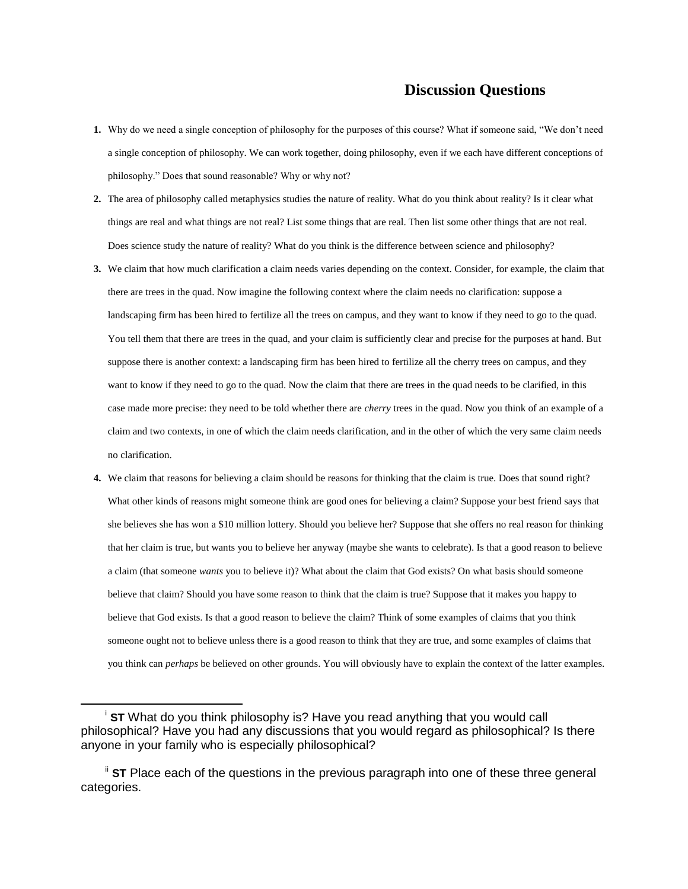## Discussion Questions

1. Why do we need a single conception of philosophy for the purposes of this course? What if someone said, "We don't need a single conception of philosophy. We can work together, doing philosophy, even if we each have different conceptions of philosophy." Does that sound reasonable? Why or why not?

2. The area of philosophy called metaphysics studies the nature of reality. What do you think about reality? Is it clear what things are real and what things are not real? List some things that are real. Then list some other things that are not real. Does science study the nature of reality? What do you think is the difference between science and philosophy?

3. We claim that how much clarification a claim needs varies depending on the context. Consider, for example, the claim that there are trees in the quad. Now imagine the following context where the claim needs no clarification: suppose a landscaping firm has been hired to fertilize all the trees on campus, and they want to know if they need to go to the quad. You tell them that there are trees in the quad, and your claim is sufficiently clear and precise for the purposes at hand. But suppose there is another context: a landscaping firm has been hired to fertilize all the cherry trees on campus, and they want to know if they need to go to the quad. Now the claim that there are trees in the quad needs to be clarified, in this case made more precise: they need to be told whether there are *cherry* trees in the quad. Now you think of an example of a claim and two contexts, in one of which the claim needs clarification, and in the other of which the very same claim needs no clarification.

4. We claim that reasons for believing a claim should be reasons for thinking that the claim is true. Does that sound right? What other kinds of reasons might someone think are good ones for believing a claim? Suppose your best friend says that she believes she has won a $10 million lottery. Should you believe her? Suppose that she offers no real reason for thinking that her claim is true, but wants you to believe her anyway (maybe she wants to celebrate). Is that a good reason to believe a claim (that someone *wants* you to believe it)? What about the claim that God exists? On what basis should someone believe that claim? Should you have some reason to think that the claim is true? Suppose that it makes you happy to believe that God exists. Is that a good reason to believe the claim? Think of some examples of claims that you think someone ought not to believe unless there is a good reason to think that they are true, and some examples of claims that you think can *perhaps* be believed on other grounds. You will obviously have to explain the context of the latter examples.

---

[i] **ST** What do you think philosophy is? Have you read anything that you would call philosophical? Have you had any discussions that you would regard as philosophical? Is there anyone in your family who is especially philosophical?

[ii] **ST** Place each of the questions in the previous paragraph into one of these three general categories.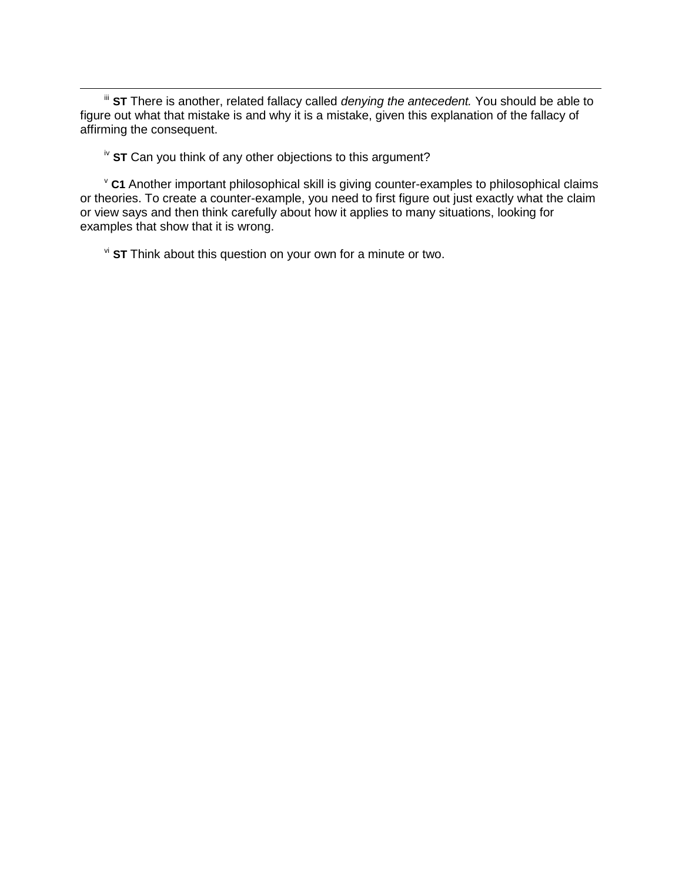[iii] **ST** There is another, related fallacy called *denying the antecedent.* You should be able to figure out what that mistake is and why it is a mistake, given this explanation of the fallacy of affirming the consequent.

[iv] **ST** Can you think of any other objections to this argument?

[v] **C1** Another important philosophical skill is giving counter-examples to philosophical claims or theories. To create a counter-example, you need to first figure out just exactly what the claim or view says and then think carefully about how it applies to many situations, looking for examples that show that it is wrong.

[vi] **ST** Think about this question on your own for a minute or two.